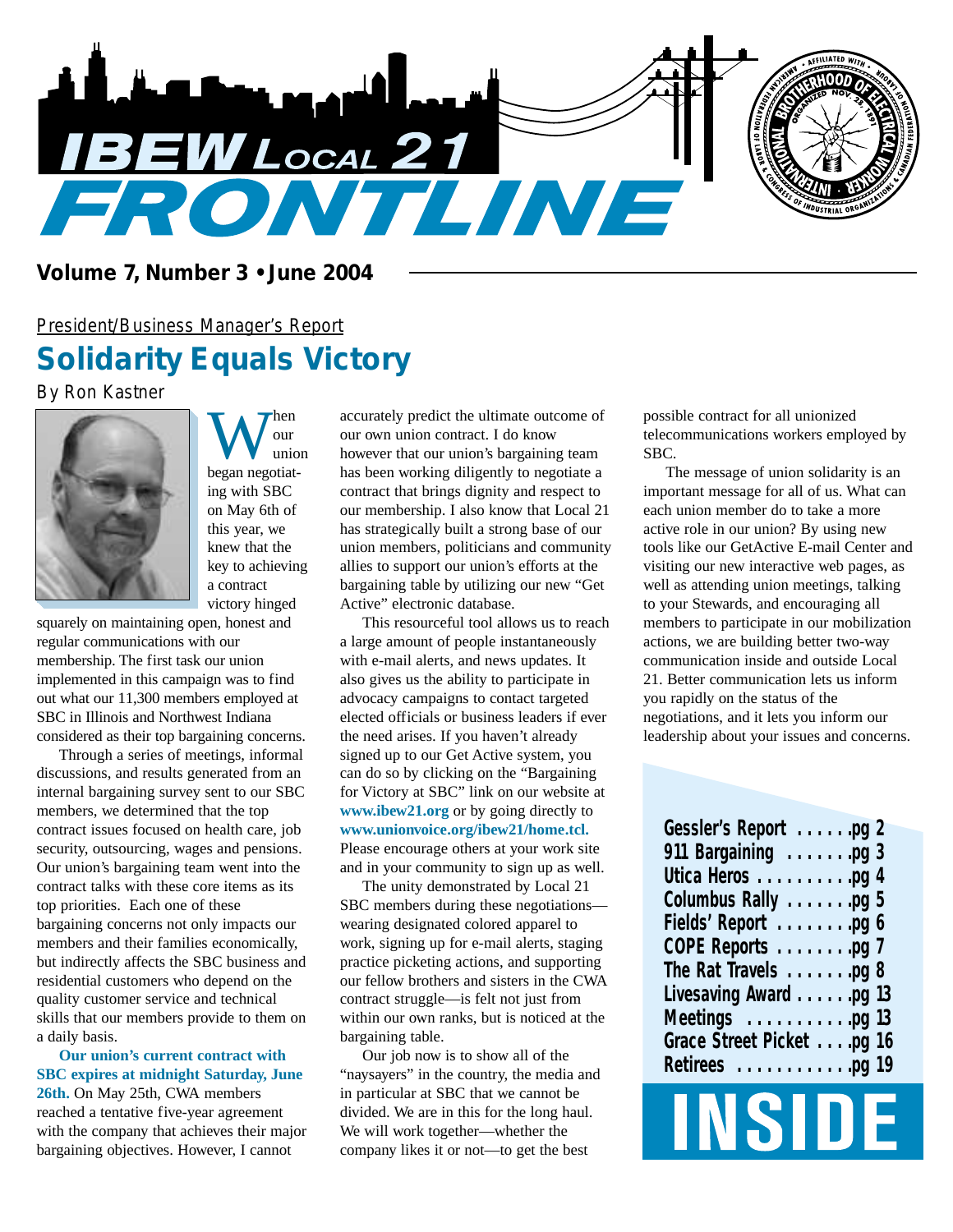# IBEW Local 21 FRONTLINE

**Volume 7, Number 3 • June 2004**

President/Business Manager's Report

## Solidarity Equals Victory

By Ron Kastner

When our union began negotiating with SBC on May 6th of this year, we knew that the key to achieving a contract victory hinged squarely on maintaining open, honest and regular communications with our membership. The first task our union implemented in this campaign was to find out what our 11,300 members employed at SBC in Illinois and Northwest Indiana considered as their top bargaining concerns.

Through a series of meetings, informal discussions, and results generated from an internal bargaining survey sent to our SBC members, we determined that the top contract issues focused on health care, job security, outsourcing, wages and pensions. Our union's bargaining team went into the contract talks with these core items as its top priorities. Each one of these bargaining concerns not only impacts our members and their families economically, but indirectly affects the SBC business and residential customers who depend on the quality customer service and technical skills that our members provide to them on a daily basis.

**Our union's current contract with SBC expires at midnight Saturday, June 26th.** On May 25th, CWA members reached a tentative five-year agreement with the company that achieves their major bargaining objectives. However, I cannot accurately predict the ultimate outcome of our own union contract. I do know however that our union's bargaining team has been working diligently to negotiate a contract that brings dignity and respect to our membership. I also know that Local 21 has strategically built a strong base of our union members, politicians and community allies to support our union's efforts at the bargaining table by utilizing our new "Get Active" electronic database.

This resourceful tool allows us to reach a large amount of people instantaneously with e-mail alerts, and news updates. It also gives us the ability to participate in advocacy campaigns to contact targeted elected officials or business leaders if ever the need arises. If you haven't already signed up to our Get Active system, you can do so by clicking on the "Bargaining for Victory at SBC" link on our website at **www.ibew21.org** or by going directly to **www.unionvoice.org/ibew21/home.tcl.** Please encourage others at your work site and in your community to sign up as well.

The unity demonstrated by Local 21 SBC members during these negotiations—wearing designated colored apparel to work, signing up for e-mail alerts, staging practice picketing actions, and supporting our fellow brothers and sisters in the CWA contract struggle—is felt not just from within our own ranks, but is noticed at the bargaining table.

Our job now is to show all of the "naysayers" in the country, the media and in particular at SBC that we cannot be divided. We are in this for the long haul. We will work together—whether the company likes it or not—to get the best possible contract for all unionized telecommunications workers employed by SBC.

The message of union solidarity is an important message for all of us. What can each union member do to take a more active role in our union? By using new tools like our GetActive E-mail Center and visiting our new interactive web pages, as well as attending union meetings, talking to your Stewards, and encouraging all members to participate in our mobilization actions, we are building better two-way communication inside and outside Local 21. Better communication lets us inform you rapidly on the status of the negotiations, and it lets you inform our leadership about your issues and concerns.

## INSIDE

- Gessler's Report ...... pg 2
- 911 Bargaining ...... pg 3
- Utica Heros ...... pg 4
- Columbus Rally ...... pg 5
- Fields' Report ...... pg 6
- COPE Reports ...... pg 7
- The Rat Travels ...... pg 8
- Livesaving Award ...... pg 13
- Meetings ...... pg 13
- Grace Street Picket ...... pg 16
- Retirees ...... pg 19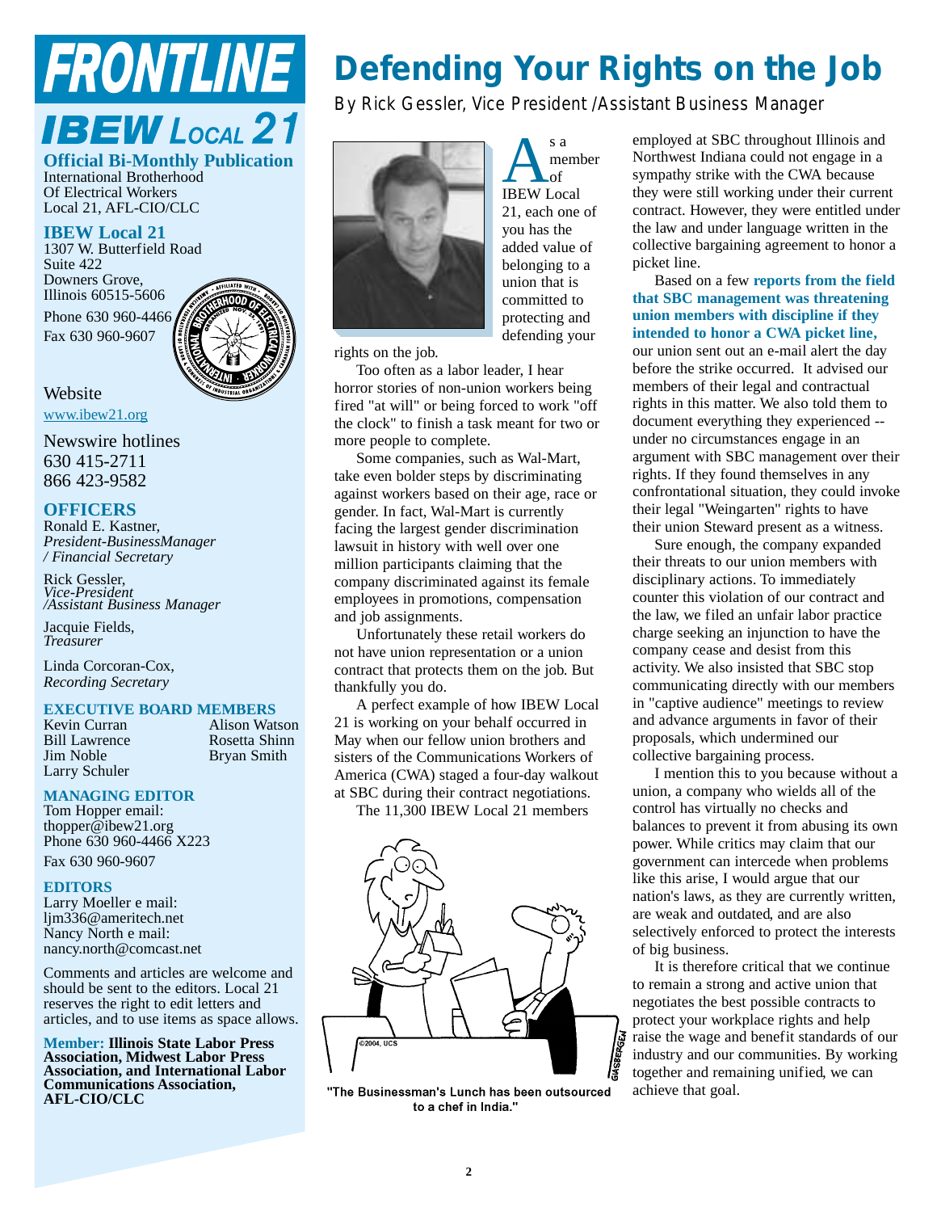# FRONTLINE

## IBEW LOCAL 21

**Official Bi-Monthly Publication**
International Brotherhood
Of Electrical Workers
Local 21, AFL-CIO/CLC

**IBEW Local 21**
1307 W. Butterfield Road
Suite 422
Downers Grove,
Illinois 60515-5606

Phone 630 960-4466
Fax 630 960-9607

Website
www.ibew21.org

Newswire hotlines
630 415-2711
866 423-9582

**OFFICERS**

Ronald E. Kastner,
*President-BusinessManager / Financial Secretary*

Rick Gessler,
*Vice-President /Assistant Business Manager*

Jacquie Fields,
*Treasurer*

Linda Corcoran-Cox,
*Recording Secretary*

**EXECUTIVE BOARD MEMBERS**

Kevin Curran
Bill Lawrence
Jim Noble
Larry Schuler
Alison Watson
Rosetta Shinn
Bryan Smith

**MANAGING EDITOR**

Tom Hopper email:
thopper@ibew21.org
Phone 630 960-4466 X223
Fax 630 960-9607

**EDITORS**

Larry Moeller e mail:
ljm336@ameritech.net
Nancy North e mail:
nancy.north@comcast.net

Comments and articles are welcome and should be sent to the editors. Local 21 reserves the right to edit letters and articles, and to use items as space allows.

**Member: Illinois State Labor Press Association, Midwest Labor Press Association, and International Labor Communications Association, AFL-CIO/CLC**

# Defending Your Rights on the Job

By Rick Gessler, Vice President /Assistant Business Manager

As a member of IBEW Local 21, each one of you has the added value of belonging to a union that is committed to protecting and defending your rights on the job.

Too often as a labor leader, I hear horror stories of non-union workers being fired "at will" or being forced to work "off the clock" to finish a task meant for two or more people to complete.

Some companies, such as Wal-Mart, take even bolder steps by discriminating against workers based on their age, race or gender. In fact, Wal-Mart is currently facing the largest gender discrimination lawsuit in history with well over one million participants claiming that the company discriminated against its female employees in promotions, compensation and job assignments.

Unfortunately these retail workers do not have union representation or a union contract that protects them on the job. But thankfully you do.

A perfect example of how IBEW Local 21 is working on your behalf occurred in May when our fellow union brothers and sisters of the Communications Workers of America (CWA) staged a four-day walkout at SBC during their contract negotiations.

The 11,300 IBEW Local 21 members employed at SBC throughout Illinois and Northwest Indiana could not engage in a sympathy strike with the CWA because they were still working under their current contract. However, they were entitled under the law and under language written in the collective bargaining agreement to honor a picket line.

Based on a few **reports from the field that SBC management was threatening union members with discipline if they intended to honor a CWA picket line,** our union sent out an e-mail alert the day before the strike occurred. It advised our members of their legal and contractual rights in this matter. We also told them to document everything they experienced -- under no circumstances engage in an argument with SBC management over their rights. If they found themselves in any confrontational situation, they could invoke their legal "Weingarten" rights to have their union Steward present as a witness.

Sure enough, the company expanded their threats to our union members with disciplinary actions. To immediately counter this violation of our contract and the law, we filed an unfair labor practice charge seeking an injunction to have the company cease and desist from this activity. We also insisted that SBC stop communicating directly with our members in "captive audience" meetings to review and advance arguments in favor of their proposals, which undermined our collective bargaining process.

I mention this to you because without a union, a company who wields all of the control has virtually no checks and balances to prevent it from abusing its own power. While critics may claim that our government can intercede when problems like this arise, I would argue that our nation's laws, as they are currently written, are weak and outdated, and are also selectively enforced to protect the interests of big business.

It is therefore critical that we continue to remain a strong and active union that negotiates the best possible contracts to protect your workplace rights and help raise the wage and benefit standards of our industry and our communities. By working together and remaining unified, we can achieve that goal.

"The Businessman's Lunch has been outsourced to a chef in India."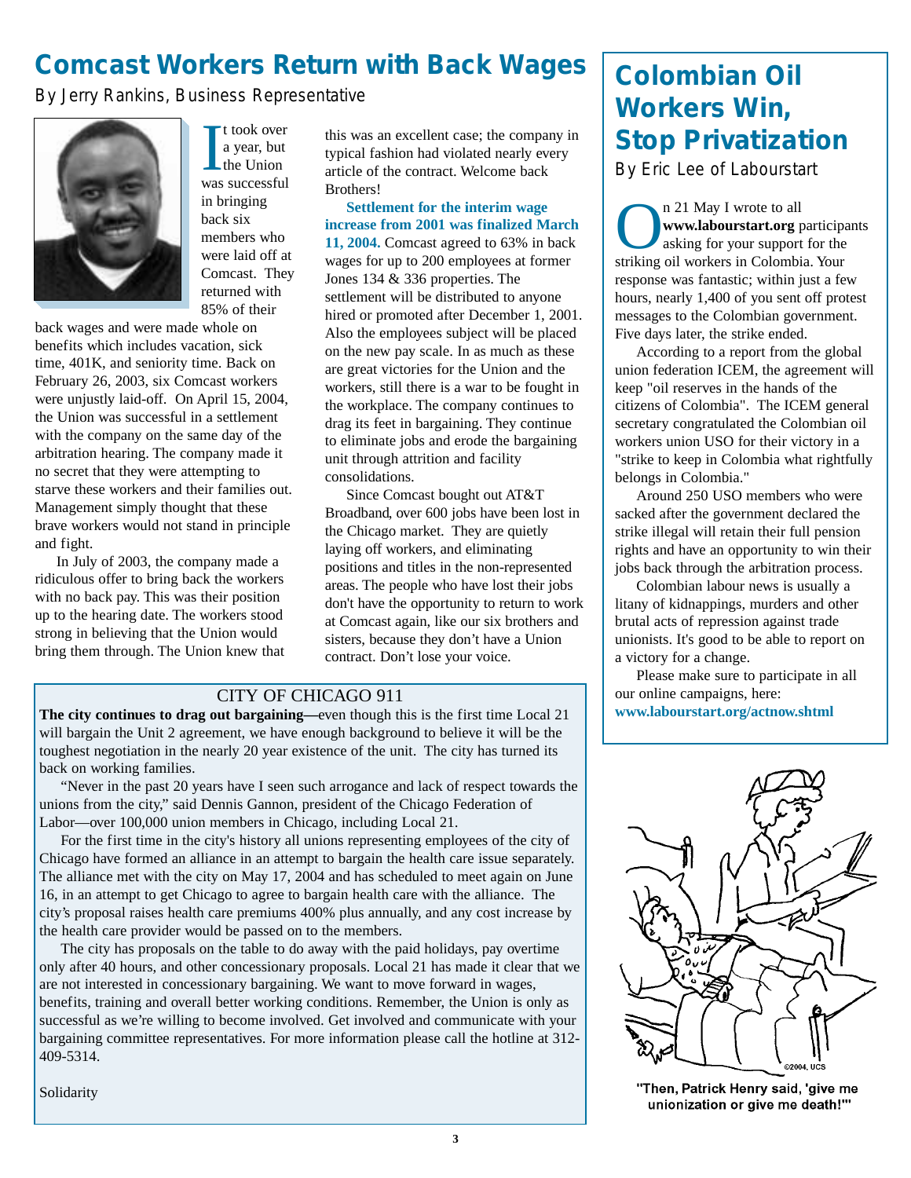# Comcast Workers Return with Back Wages

By Jerry Rankins, Business Representative

It took over a year, but the Union was successful in bringing back six members who were laid off at Comcast. They returned with 85% of their back wages and were made whole on benefits which includes vacation, sick time, 401K, and seniority time. Back on February 26, 2003, six Comcast workers were unjustly laid-off. On April 15, 2004, the Union was successful in a settlement with the company on the same day of the arbitration hearing. The company made it no secret that they were attempting to starve these workers and their families out. Management simply thought that these brave workers would not stand in principle and fight.

In July of 2003, the company made a ridiculous offer to bring back the workers with no back pay. This was their position up to the hearing date. The workers stood strong in believing that the Union would bring them through. The Union knew that this was an excellent case; the company in typical fashion had violated nearly every article of the contract. Welcome back Brothers!

**Settlement for the interim wage increase from 2001 was finalized March 11, 2004.** Comcast agreed to 63% in back wages for up to 200 employees at former Jones 134 & 336 properties. The settlement will be distributed to anyone hired or promoted after December 1, 2001. Also the employees subject will be placed on the new pay scale. In as much as these are great victories for the Union and the workers, still there is a war to be fought in the workplace. The company continues to drag its feet in bargaining. They continue to eliminate jobs and erode the bargaining unit through attrition and facility consolidations.

Since Comcast bought out AT&T Broadband, over 600 jobs have been lost in the Chicago market. They are quietly laying off workers, and eliminating positions and titles in the non-represented areas. The people who have lost their jobs don't have the opportunity to return to work at Comcast again, like our six brothers and sisters, because they don't have a Union contract. Don't lose your voice.

## CITY OF CHICAGO 911

**The city continues to drag out bargaining—**even though this is the first time Local 21 will bargain the Unit 2 agreement, we have enough background to believe it will be the toughest negotiation in the nearly 20 year existence of the unit. The city has turned its back on working families.

"Never in the past 20 years have I seen such arrogance and lack of respect towards the unions from the city," said Dennis Gannon, president of the Chicago Federation of Labor—over 100,000 union members in Chicago, including Local 21.

For the first time in the city's history all unions representing employees of the city of Chicago have formed an alliance in an attempt to bargain the health care issue separately. The alliance met with the city on May 17, 2004 and has scheduled to meet again on June 16, in an attempt to get Chicago to agree to bargain health care with the alliance. The city's proposal raises health care premiums 400% plus annually, and any cost increase by the health care provider would be passed on to the members.

The city has proposals on the table to do away with the paid holidays, pay overtime only after 40 hours, and other concessionary proposals. Local 21 has made it clear that we are not interested in concessionary bargaining. We want to move forward in wages, benefits, training and overall better working conditions. Remember, the Union is only as successful as we're willing to become involved. Get involved and communicate with your bargaining committee representatives. For more information please call the hotline at 312-409-5314.

Solidarity

# Colombian Oil Workers Win, Stop Privatization

By Eric Lee of Labourstart

On 21 May I wrote to all **www.labourstart.org** participants asking for your support for the striking oil workers in Colombia. Your response was fantastic; within just a few hours, nearly 1,400 of you sent off protest messages to the Colombian government. Five days later, the strike ended.

According to a report from the global union federation ICEM, the agreement will keep "oil reserves in the hands of the citizens of Colombia". The ICEM general secretary congratulated the Colombian oil workers union USO for their victory in a "strike to keep in Colombia what rightfully belongs in Colombia."

Around 250 USO members who were sacked after the government declared the strike illegal will retain their full pension rights and have an opportunity to win their jobs back through the arbitration process.

Colombian labour news is usually a litany of kidnappings, murders and other brutal acts of repression against trade unionists. It's good to be able to report on a victory for a change.

Please make sure to participate in all our online campaigns, here: **www.labourstart.org/actnow.shtml**

"Then, Patrick Henry said, 'give me unionization or give me death!'"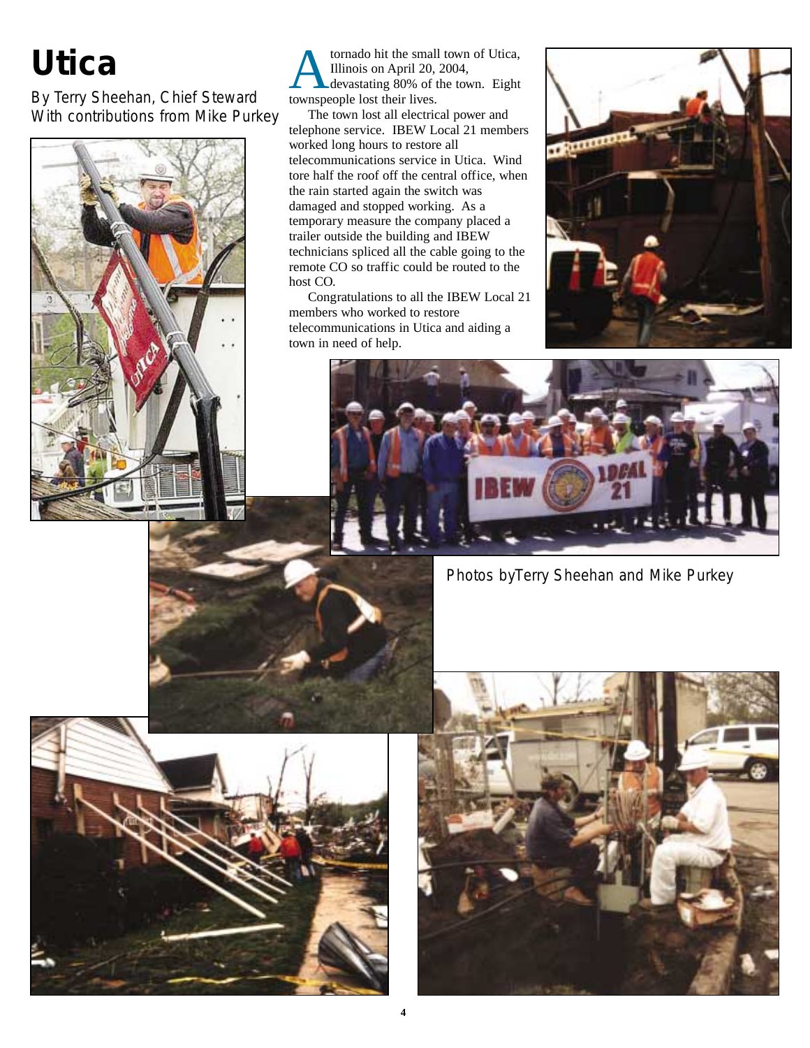# Utica

By Terry Sheehan, Chief Steward
With contributions from Mike Purkey

A tornado hit the small town of Utica, Illinois on April 20, 2004, devastating 80% of the town. Eight townspeople lost their lives.

The town lost all electrical power and telephone service. IBEW Local 21 members worked long hours to restore all telecommunications service in Utica. Wind tore half the roof off the central office, when the rain started again the switch was damaged and stopped working. As a temporary measure the company placed a trailer outside the building and IBEW technicians spliced all the cable going to the remote CO so traffic could be routed to the host CO.

Congratulations to all the IBEW Local 21 members who worked to restore telecommunications in Utica and aiding a town in need of help.

Photos byTerry Sheehan and Mike Purkey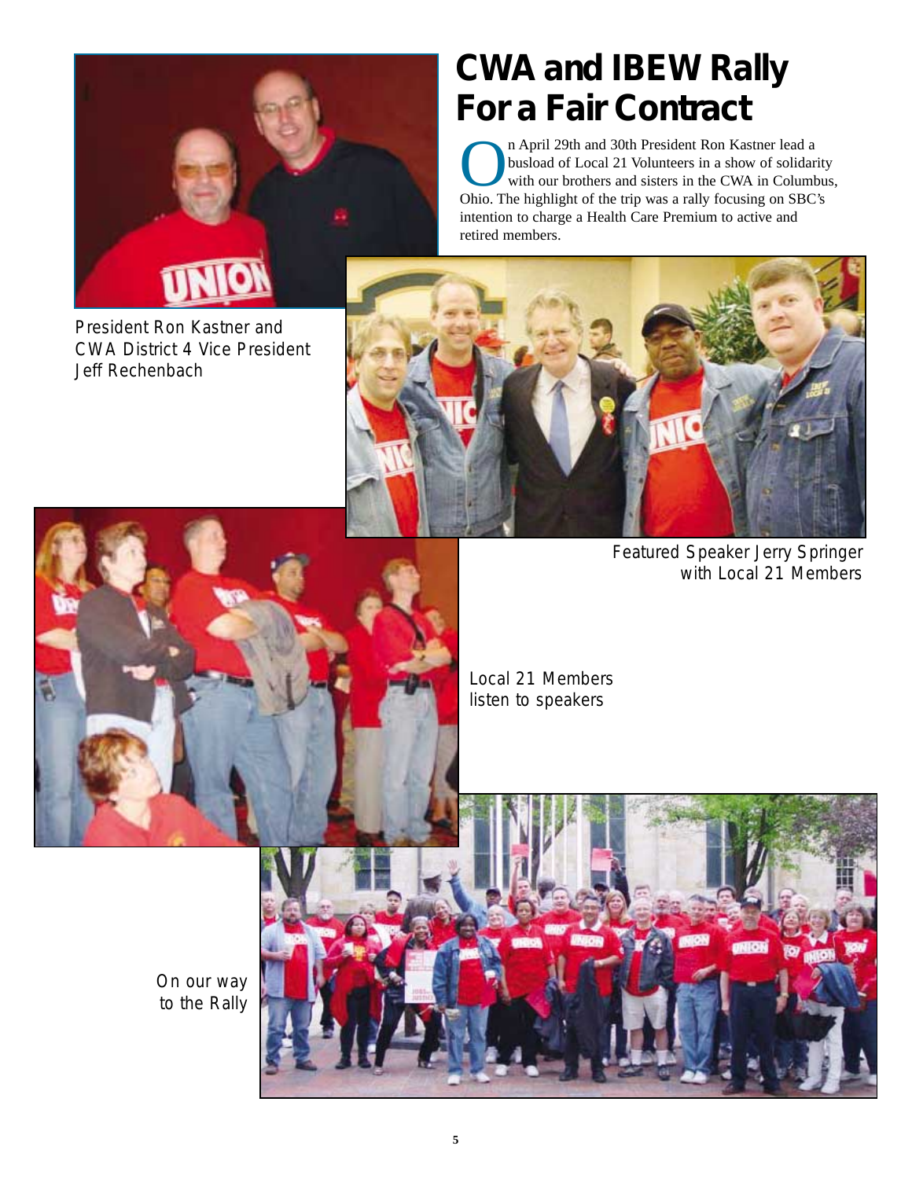# CWA and IBEW Rally For a Fair Contract

On April 29th and 30th President Ron Kastner lead a busload of Local 21 Volunteers in a show of solidarity with our brothers and sisters in the CWA in Columbus, Ohio. The highlight of the trip was a rally focusing on SBC's intention to charge a Health Care Premium to active and retired members.

President Ron Kastner and CWA District 4 Vice President Jeff Rechenbach

Featured Speaker Jerry Springer with Local 21 Members

Local 21 Members listen to speakers

On our way to the Rally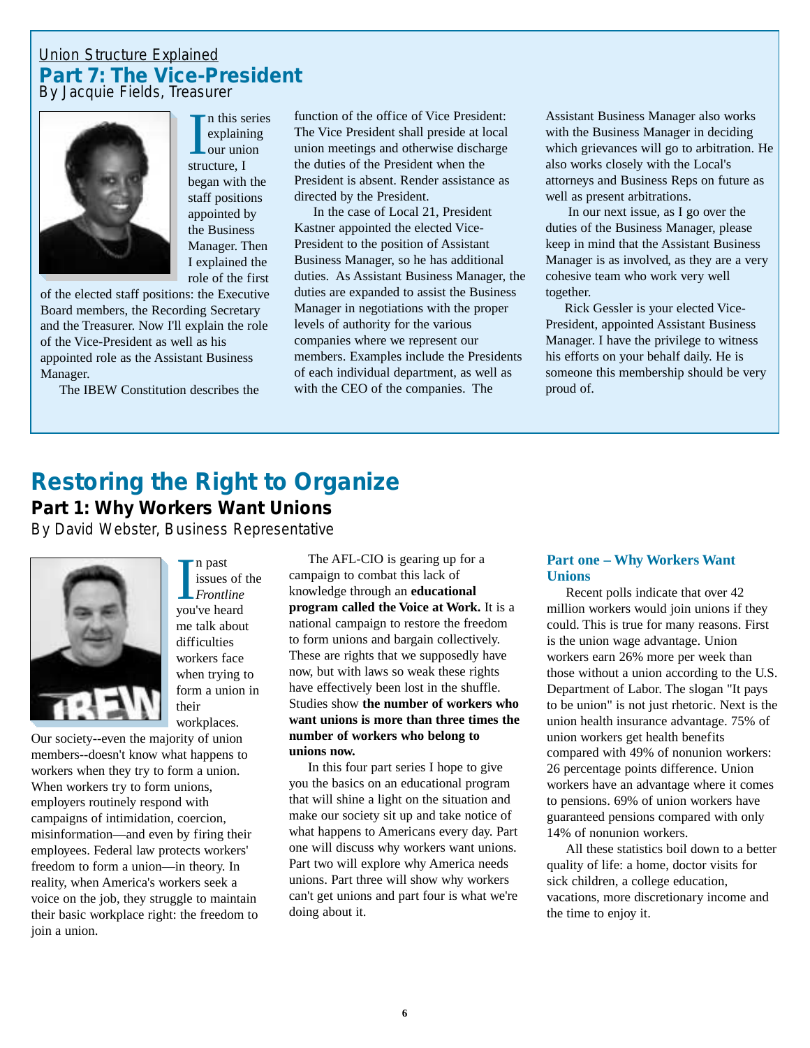Union Structure Explained

## Part 7: The Vice-President

By Jacquie Fields, Treasurer

In this series explaining our union structure, I began with the staff positions appointed by the Business Manager. Then I explained the role of the first of the elected staff positions: the Executive Board members, the Recording Secretary and the Treasurer. Now I'll explain the role of the Vice-President as well as his appointed role as the Assistant Business Manager.

The IBEW Constitution describes the function of the office of Vice President: The Vice President shall preside at local union meetings and otherwise discharge the duties of the President when the President is absent. Render assistance as directed by the President.

In the case of Local 21, President Kastner appointed the elected Vice-President to the position of Assistant Business Manager, so he has additional duties. As Assistant Business Manager, the duties are expanded to assist the Business Manager in negotiations with the proper levels of authority for the various companies where we represent our members. Examples include the Presidents of each individual department, as well as with the CEO of the companies. The Assistant Business Manager also works with the Business Manager in deciding which grievances will go to arbitration. He also works closely with the Local's attorneys and Business Reps on future as well as present arbitrations.

In our next issue, as I go over the duties of the Business Manager, please keep in mind that the Assistant Business Manager is as involved, as they are a very cohesive team who work very well together.

Rick Gessler is your elected Vice-President, appointed Assistant Business Manager. I have the privilege to witness his efforts on your behalf daily. He is someone this membership should be very proud of.

# Restoring the Right to Organize

## Part 1: Why Workers Want Unions

By David Webster, Business Representative

In past issues of the *Frontline* you've heard me talk about difficulties workers face when trying to form a union in their workplaces. Our society--even the majority of union members--doesn't know what happens to workers when they try to form a union. When workers try to form unions, employers routinely respond with campaigns of intimidation, coercion, misinformation—and even by firing their employees. Federal law protects workers' freedom to form a union—in theory. In reality, when America's workers seek a voice on the job, they struggle to maintain their basic workplace right: the freedom to join a union.

The AFL-CIO is gearing up for a campaign to combat this lack of knowledge through an **educational program called the Voice at Work.** It is a national campaign to restore the freedom to form unions and bargain collectively. These are rights that we supposedly have now, but with laws so weak these rights have effectively been lost in the shuffle. Studies show **the number of workers who want unions is more than three times the number of workers who belong to unions now.**

In this four part series I hope to give you the basics on an educational program that will shine a light on the situation and make our society sit up and take notice of what happens to Americans every day. Part one will discuss why workers want unions. Part two will explore why America needs unions. Part three will show why workers can't get unions and part four is what we're doing about it.

### Part one – Why Workers Want Unions

Recent polls indicate that over 42 million workers would join unions if they could. This is true for many reasons. First is the union wage advantage. Union workers earn 26% more per week than those without a union according to the U.S. Department of Labor. The slogan "It pays to be union" is not just rhetoric. Next is the union health insurance advantage. 75% of union workers get health benefits compared with 49% of nonunion workers: 26 percentage points difference. Union workers have an advantage where it comes to pensions. 69% of union workers have guaranteed pensions compared with only 14% of nonunion workers.

All these statistics boil down to a better quality of life: a home, doctor visits for sick children, a college education, vacations, more discretionary income and the time to enjoy it.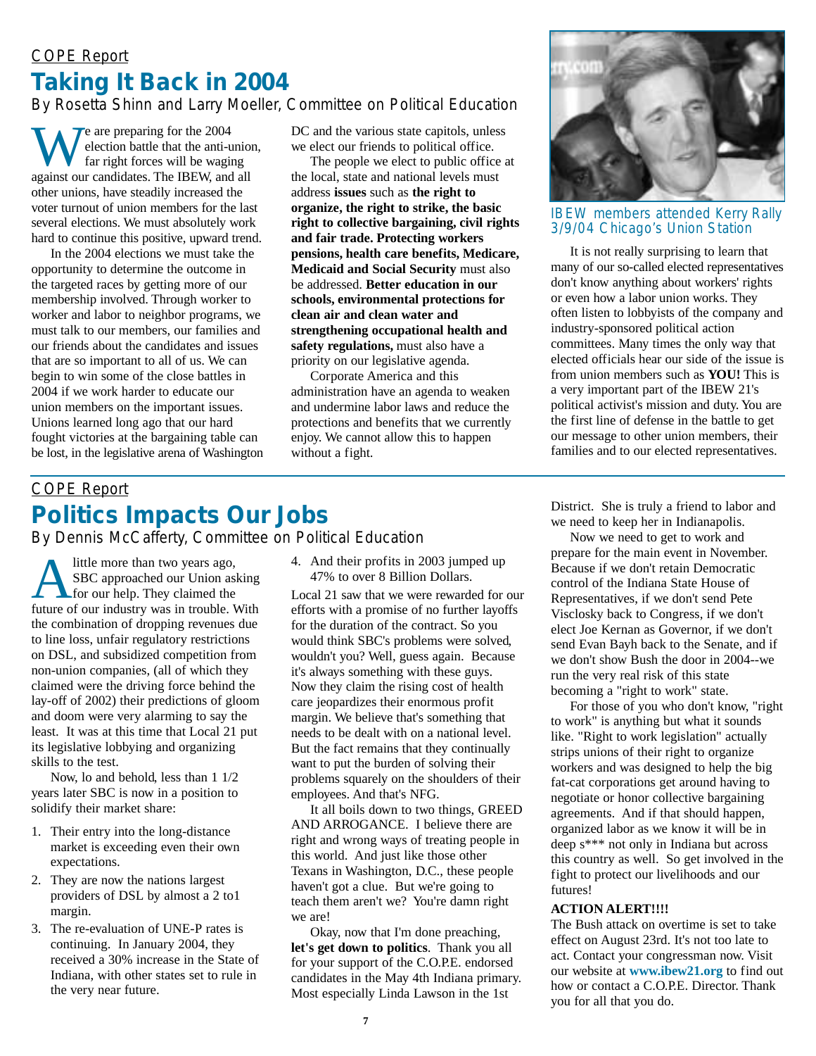COPE Report

# Taking It Back in 2004

By Rosetta Shinn and Larry Moeller, Committee on Political Education

We are preparing for the 2004 election battle that the anti-union, far right forces will be waging against our candidates. The IBEW, and all other unions, have steadily increased the voter turnout of union members for the last several elections. We must absolutely work hard to continue this positive, upward trend.

In the 2004 elections we must take the opportunity to determine the outcome in the targeted races by getting more of our membership involved. Through worker to worker and labor to neighbor programs, we must talk to our members, our families and our friends about the candidates and issues that are so important to all of us. We can begin to win some of the close battles in 2004 if we work harder to educate our union members on the important issues. Unions learned long ago that our hard fought victories at the bargaining table can be lost, in the legislative arena of Washington DC and the various state capitols, unless we elect our friends to political office.

The people we elect to public office at the local, state and national levels must address **issues** such as **the right to organize, the right to strike, the basic right to collective bargaining, civil rights and fair trade. Protecting workers pensions, health care benefits, Medicare, Medicaid and Social Security** must also be addressed. **Better education in our schools, environmental protections for clean air and clean water and strengthening occupational health and safety regulations,** must also have a priority on our legislative agenda.

Corporate America and this administration have an agenda to weaken and undermine labor laws and reduce the protections and benefits that we currently enjoy. We cannot allow this to happen without a fight.

IBEW members attended Kerry Rally 3/9/04 Chicago's Union Station

It is not really surprising to learn that many of our so-called elected representatives don't know anything about workers' rights or even how a labor union works. They often listen to lobbyists of the company and industry-sponsored political action committees. Many times the only way that elected officials hear our side of the issue is from union members such as **YOU!** This is a very important part of the IBEW 21's political activist's mission and duty. You are the first line of defense in the battle to get our message to other union members, their families and to our elected representatives.

---

COPE Report

# Politics Impacts Our Jobs

By Dennis McCafferty, Committee on Political Education

A little more than two years ago, SBC approached our Union asking for our help. They claimed the future of our industry was in trouble. With the combination of dropping revenues due to line loss, unfair regulatory restrictions on DSL, and subsidized competition from non-union companies, (all of which they claimed were the driving force behind the lay-off of 2002) their predictions of gloom and doom were very alarming to say the least. It was at this time that Local 21 put its legislative lobbying and organizing skills to the test.

Now, lo and behold, less than 1 1/2 years later SBC is now in a position to solidify their market share:

1. Their entry into the long-distance market is exceeding even their own expectations.
2. They are now the nations largest providers of DSL by almost a 2 to1 margin.
3. The re-evaluation of UNE-P rates is continuing. In January 2004, they received a 30% increase in the State of Indiana, with other states set to rule in the very near future.
4. And their profits in 2003 jumped up 47% to over 8 Billion Dollars.

Local 21 saw that we were rewarded for our efforts with a promise of no further layoffs for the duration of the contract. So you would think SBC's problems were solved, wouldn't you? Well, guess again. Because it's always something with these guys. Now they claim the rising cost of health care jeopardizes their enormous profit margin. We believe that's something that needs to be dealt with on a national level. But the fact remains that they continually want to put the burden of solving their problems squarely on the shoulders of their employees. And that's NFG.

It all boils down to two things, GREED AND ARROGANCE. I believe there are right and wrong ways of treating people in this world. And just like those other Texans in Washington, D.C., these people haven't got a clue. But we're going to teach them aren't we? You're damn right we are!

Okay, now that I'm done preaching, **let's get down to politics**. Thank you all for your support of the C.O.P.E. endorsed candidates in the May 4th Indiana primary. Most especially Linda Lawson in the 1st District. She is truly a friend to labor and we need to keep her in Indianapolis.

Now we need to get to work and prepare for the main event in November. Because if we don't retain Democratic control of the Indiana State House of Representatives, if we don't send Pete Visclosky back to Congress, if we don't elect Joe Kernan as Governor, if we don't send Evan Bayh back to the Senate, and if we don't show Bush the door in 2004--we run the very real risk of this state becoming a "right to work" state.

For those of you who don't know, "right to work" is anything but what it sounds like. "Right to work legislation" actually strips unions of their right to organize workers and was designed to help the big fat-cat corporations get around having to negotiate or honor collective bargaining agreements. And if that should happen, organized labor as we know it will be in deep s*** not only in Indiana but across this country as well. So get involved in the fight to protect our livelihoods and our futures!

**ACTION ALERT!!!!**

The Bush attack on overtime is set to take effect on August 23rd. It's not too late to act. Contact your congressman now. Visit our website at **www.ibew21.org** to find out how or contact a C.O.P.E. Director. Thank you for all that you do.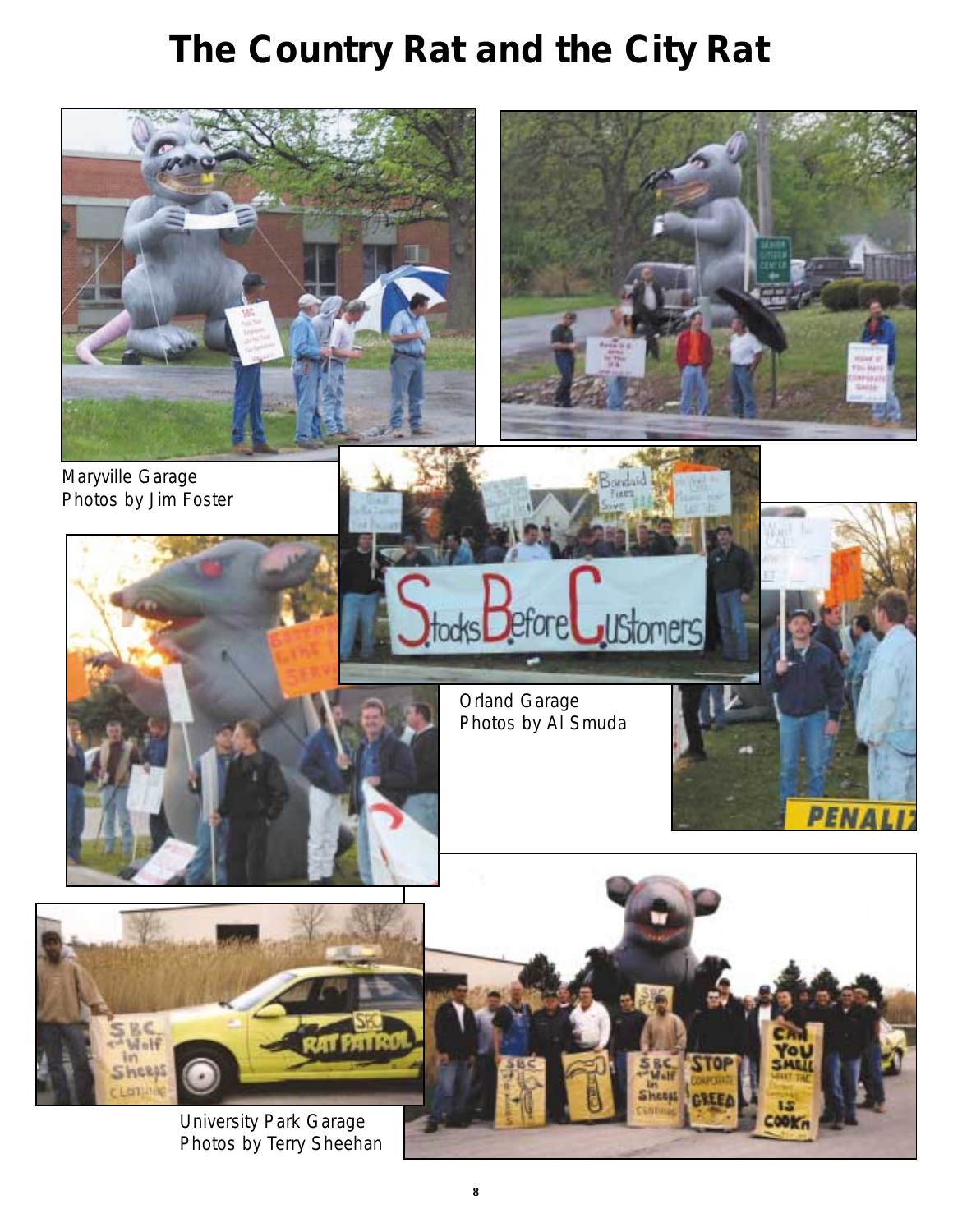# The Country Rat and the City Rat

Maryville Garage
Photos by Jim Foster

Orland Garage
Photos by Al Smuda

University Park Garage
Photos by Terry Sheehan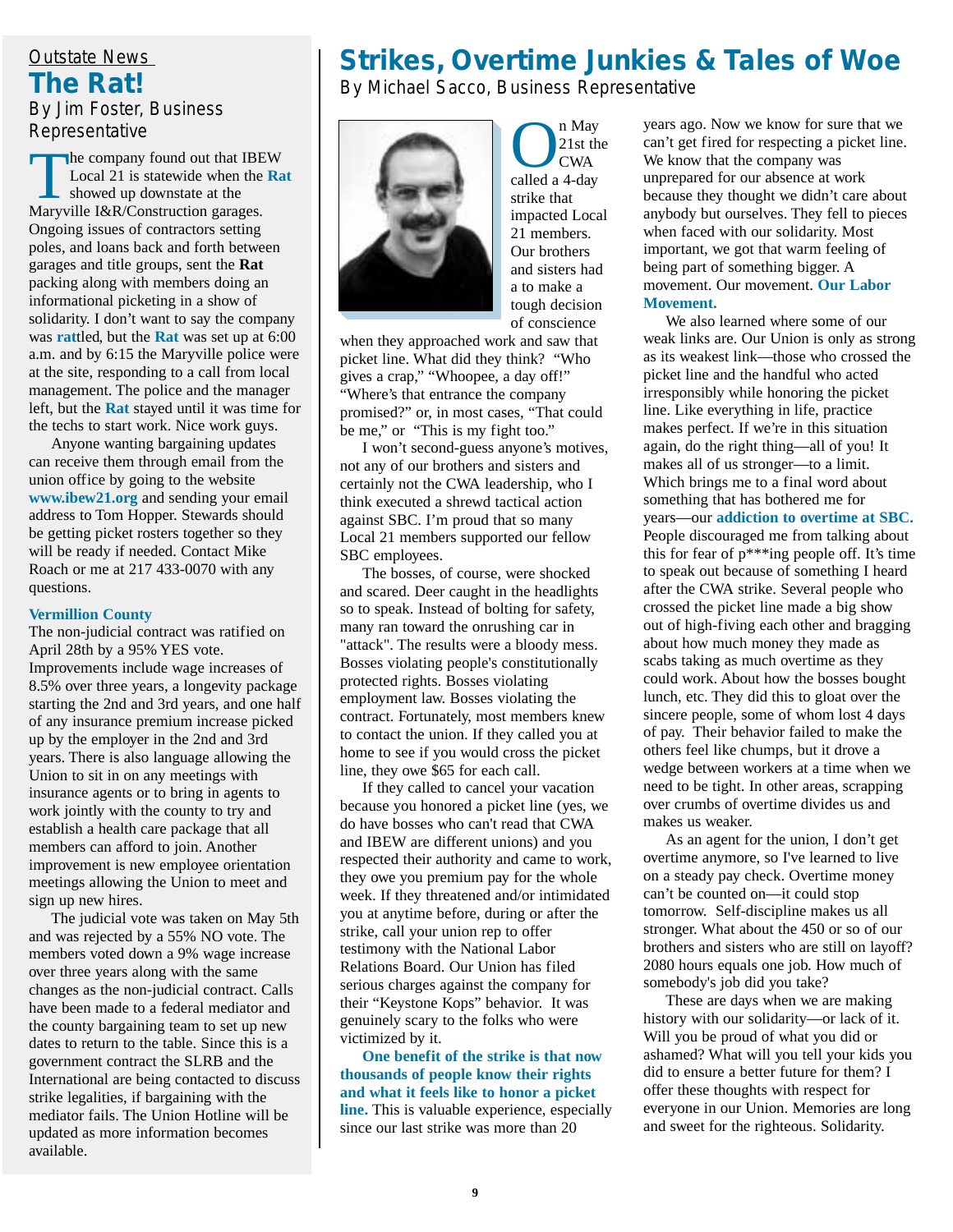Outstate News

## The Rat!

By Jim Foster, Business Representative

The company found out that IBEW Local 21 is statewide when the **Rat** showed up downstate at the Maryville I&R/Construction garages. Ongoing issues of contractors setting poles, and loans back and forth between garages and title groups, sent the **Rat** packing along with members doing an informational picketing in a show of solidarity. I don't want to say the company was **rat**tled, but the **Rat** was set up at 6:00 a.m. and by 6:15 the Maryville police were at the site, responding to a call from local management. The police and the manager left, but the **Rat** stayed until it was time for the techs to start work. Nice work guys.

Anyone wanting bargaining updates can receive them through email from the union office by going to the website **www.ibew21.org** and sending your email address to Tom Hopper. Stewards should be getting picket rosters together so they will be ready if needed. Contact Mike Roach or me at 217 433-0070 with any questions.

**Vermillion County**

The non-judicial contract was ratified on April 28th by a 95% YES vote. Improvements include wage increases of 8.5% over three years, a longevity package starting the 2nd and 3rd years, and one half of any insurance premium increase picked up by the employer in the 2nd and 3rd years. There is also language allowing the Union to sit in on any meetings with insurance agents or to bring in agents to work jointly with the county to try and establish a health care package that all members can afford to join. Another improvement is new employee orientation meetings allowing the Union to meet and sign up new hires.

The judicial vote was taken on May 5th and was rejected by a 55% NO vote. The members voted down a 9% wage increase over three years along with the same changes as the non-judicial contract. Calls have been made to a federal mediator and the county bargaining team to set up new dates to return to the table. Since this is a government contract the SLRB and the International are being contacted to discuss strike legalities, if bargaining with the mediator fails. The Union Hotline will be updated as more information becomes available.

# Strikes, Overtime Junkies & Tales of Woe

By Michael Sacco, Business Representative

On May 21st the CWA called a 4-day strike that impacted Local 21 members. Our brothers and sisters had a to make a tough decision of conscience when they approached work and saw that picket line. What did they think? "Who gives a crap," "Whoopee, a day off!" "Where's that entrance the company promised?" or, in most cases, "That could be me," or "This is my fight too."

I won't second-guess anyone's motives, not any of our brothers and sisters and certainly not the CWA leadership, who I think executed a shrewd tactical action against SBC. I'm proud that so many Local 21 members supported our fellow SBC employees.

The bosses, of course, were shocked and scared. Deer caught in the headlights so to speak. Instead of bolting for safety, many ran toward the onrushing car in "attack". The results were a bloody mess. Bosses violating people's constitutionally protected rights. Bosses violating employment law. Bosses violating the contract. Fortunately, most members knew to contact the union. If they called you at home to see if you would cross the picket line, they owe $65 for each call.

If they called to cancel your vacation because you honored a picket line (yes, we do have bosses who can't read that CWA and IBEW are different unions) and you respected their authority and came to work, they owe you premium pay for the whole week. If they threatened and/or intimidated you at anytime before, during or after the strike, call your union rep to offer testimony with the National Labor Relations Board. Our Union has filed serious charges against the company for their "Keystone Kops" behavior. It was genuinely scary to the folks who were victimized by it.

**One benefit of the strike is that now thousands of people know their rights and what it feels like to honor a picket line.** This is valuable experience, especially since our last strike was more than 20 years ago. Now we know for sure that we can't get fired for respecting a picket line. We know that the company was unprepared for our absence at work because they thought we didn't care about anybody but ourselves. They fell to pieces when faced with our solidarity. Most important, we got that warm feeling of being part of something bigger. A movement. Our movement. **Our Labor Movement.**

We also learned where some of our weak links are. Our Union is only as strong as its weakest link—those who crossed the picket line and the handful who acted irresponsibly while honoring the picket line. Like everything in life, practice makes perfect. If we're in this situation again, do the right thing—all of you! It makes all of us stronger—to a limit. Which brings me to a final word about something that has bothered me for years—our **addiction to overtime at SBC.** People discouraged me from talking about this for fear of p***ing people off. It's time to speak out because of something I heard after the CWA strike. Several people who crossed the picket line made a big show out of high-fiving each other and bragging about how much money they made as scabs taking as much overtime as they could work. About how the bosses bought lunch, etc. They did this to gloat over the sincere people, some of whom lost 4 days of pay. Their behavior failed to make the others feel like chumps, but it drove a wedge between workers at a time when we need to be tight. In other areas, scrapping over crumbs of overtime divides us and makes us weaker.

As an agent for the union, I don't get overtime anymore, so I've learned to live on a steady pay check. Overtime money can't be counted on—it could stop tomorrow. Self-discipline makes us all stronger. What about the 450 or so of our brothers and sisters who are still on layoff? 2080 hours equals one job. How much of somebody's job did you take?

These are days when we are making history with our solidarity—or lack of it. Will you be proud of what you did or ashamed? What will you tell your kids you did to ensure a better future for them? I offer these thoughts with respect for everyone in our Union. Memories are long and sweet for the righteous. Solidarity.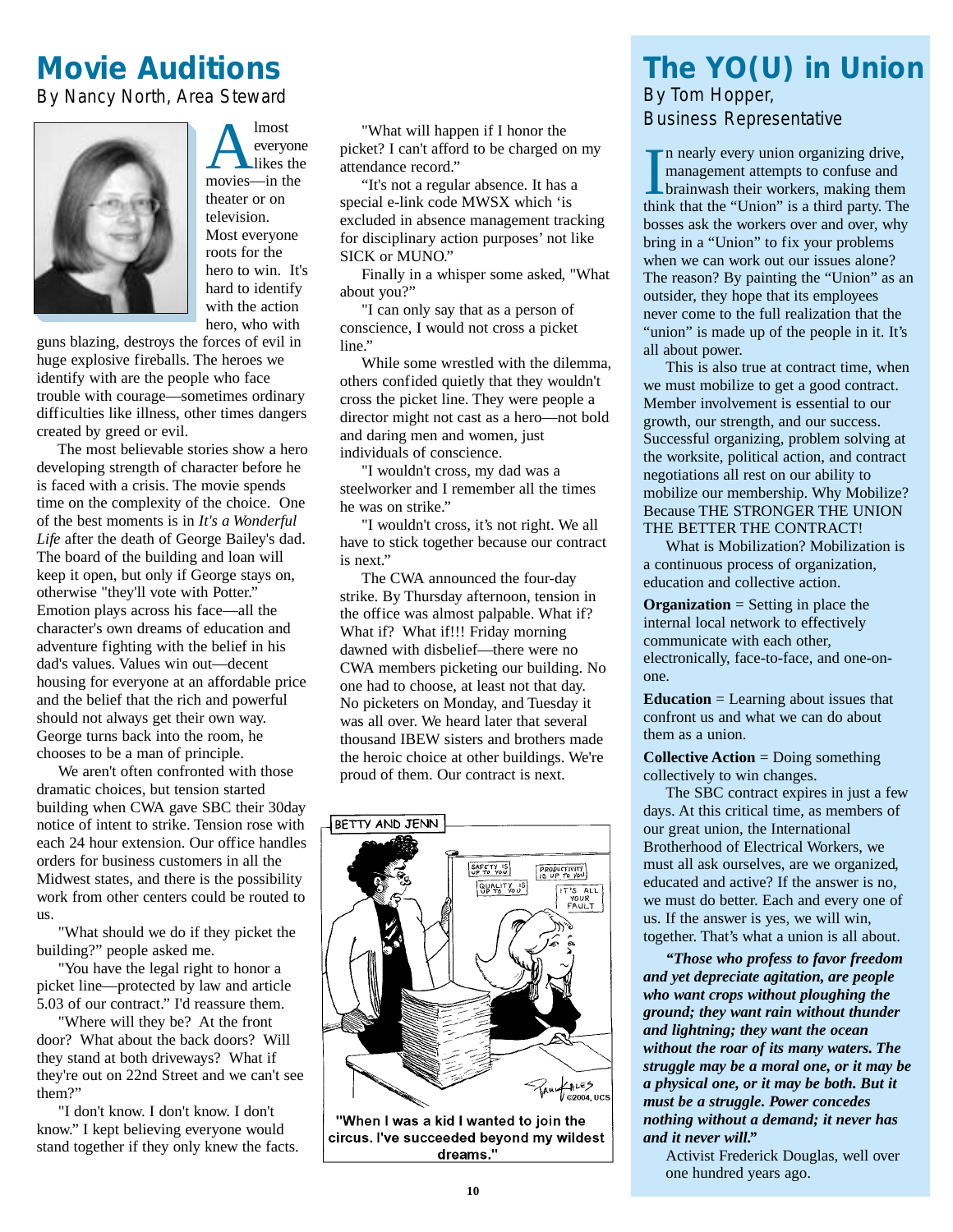# Movie Auditions

By Nancy North, Area Steward

Almost everyone likes the movies—in the theater or on television. Most everyone roots for the hero to win. It's hard to identify with the action hero, who with guns blazing, destroys the forces of evil in huge explosive fireballs. The heroes we identify with are the people who face trouble with courage—sometimes ordinary difficulties like illness, other times dangers created by greed or evil.

The most believable stories show a hero developing strength of character before he is faced with a crisis. The movie spends time on the complexity of the choice. One of the best moments is in *It's a Wonderful Life* after the death of George Bailey's dad. The board of the building and loan will keep it open, but only if George stays on, otherwise "they'll vote with Potter." Emotion plays across his face—all the character's own dreams of education and adventure fighting with the belief in his dad's values. Values win out—decent housing for everyone at an affordable price and the belief that the rich and powerful should not always get their own way. George turns back into the room, he chooses to be a man of principle.

We aren't often confronted with those dramatic choices, but tension started building when CWA gave SBC their 30day notice of intent to strike. Tension rose with each 24 hour extension. Our office handles orders for business customers in all the Midwest states, and there is the possibility work from other centers could be routed to us.

"What should we do if they picket the building?" people asked me.

"You have the legal right to honor a picket line—protected by law and article 5.03 of our contract." I'd reassure them.

"Where will they be? At the front door? What about the back doors? Will they stand at both driveways? What if they're out on 22nd Street and we can't see them?"

"I don't know. I don't know. I don't know." I kept believing everyone would stand together if they only knew the facts.

"What will happen if I honor the picket? I can't afford to be charged on my attendance record."

"It's not a regular absence. It has a special e-link code MWSX which 'is excluded in absence management tracking for disciplinary action purposes' not like SICK or MUNO."

Finally in a whisper some asked, "What about you?"

"I can only say that as a person of conscience, I would not cross a picket line."

While some wrestled with the dilemma, others confided quietly that they wouldn't cross the picket line. They were people a director might not cast as a hero—not bold and daring men and women, just individuals of conscience.

"I wouldn't cross, my dad was a steelworker and I remember all the times he was on strike."

"I wouldn't cross, it's not right. We all have to stick together because our contract is next."

The CWA announced the four-day strike. By Thursday afternoon, tension in the office was almost palpable. What if? What if? What if!!! Friday morning dawned with disbelief—there were no CWA members picketing our building. No one had to choose, at least not that day. No picketers on Monday, and Tuesday it was all over. We heard later that several thousand IBEW sisters and brothers made the heroic choice at other buildings. We're proud of them. Our contract is next.

BETTY AND JENN

"When I was a kid I wanted to join the circus. I've succeeded beyond my wildest dreams."

# The YO(U) in Union

By Tom Hopper, Business Representative

In nearly every union organizing drive, management attempts to confuse and brainwash their workers, making them think that the "Union" is a third party. The bosses ask the workers over and over, why bring in a "Union" to fix your problems when we can work out our issues alone? The reason? By painting the "Union" as an outsider, they hope that its employees never come to the full realization that the "union" is made up of the people in it. It's all about power.

This is also true at contract time, when we must mobilize to get a good contract. Member involvement is essential to our growth, our strength, and our success. Successful organizing, problem solving at the worksite, political action, and contract negotiations all rest on our ability to mobilize our membership. Why Mobilize? Because THE STRONGER THE UNION THE BETTER THE CONTRACT!

What is Mobilization? Mobilization is a continuous process of organization, education and collective action.

**Organization** = Setting in place the internal local network to effectively communicate with each other, electronically, face-to-face, and one-on-one.

**Education** = Learning about issues that confront us and what we can do about them as a union.

**Collective Action** = Doing something collectively to win changes.

The SBC contract expires in just a few days. At this critical time, as members of our great union, the International Brotherhood of Electrical Workers, we must all ask ourselves, are we organized, educated and active? If the answer is no, we must do better. Each and every one of us. If the answer is yes, we will win, together. That's what a union is all about.

***"Those who profess to favor freedom and yet depreciate agitation, are people who want crops without ploughing the ground; they want rain without thunder and lightning; they want the ocean without the roar of its many waters. The struggle may be a moral one, or it may be a physical one, or it may be both. But it must be a struggle. Power concedes nothing without a demand; it never has and it never will."***

Activist Frederick Douglas, well over one hundred years ago.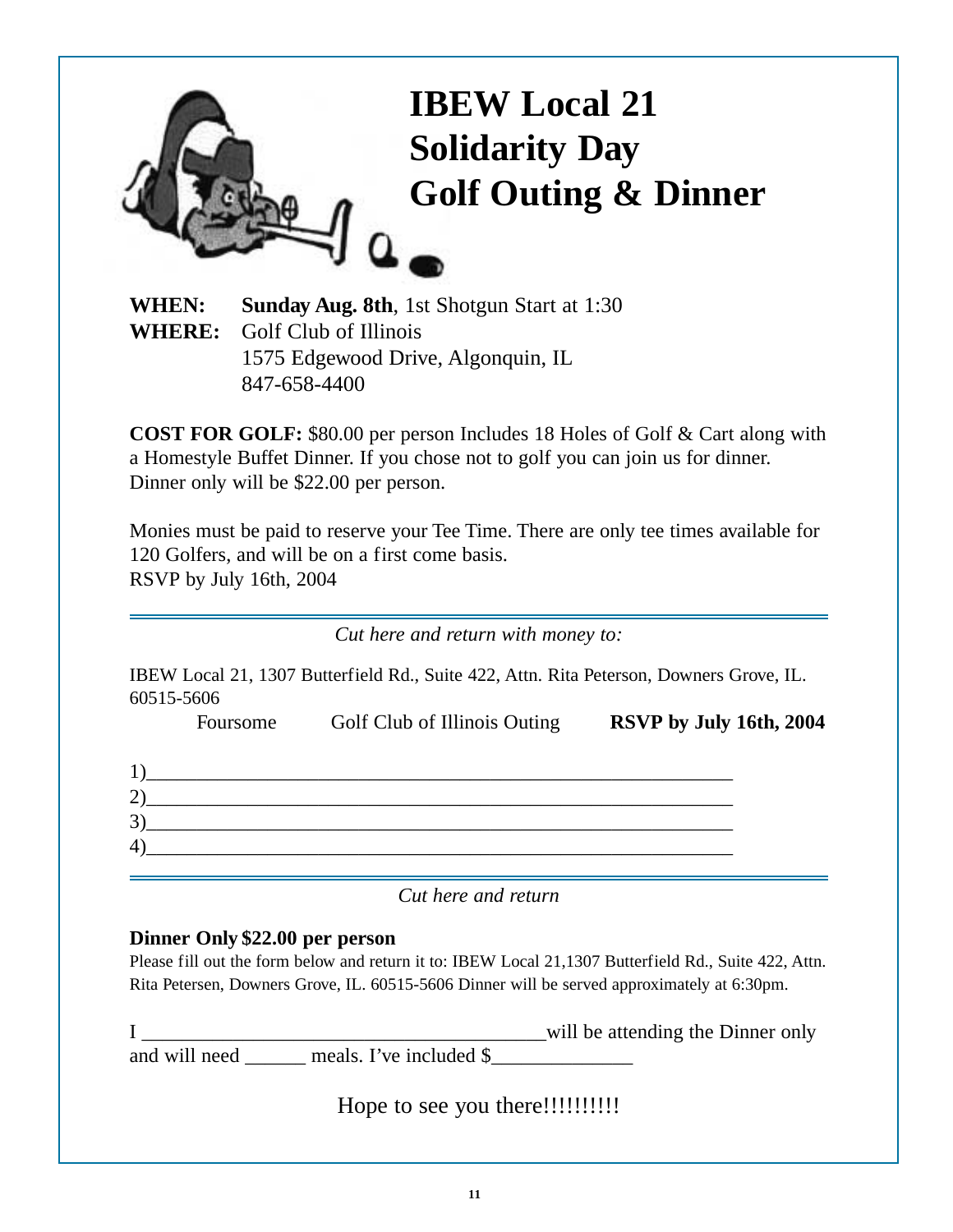# IBEW Local 21
# Solidarity Day
# Golf Outing & Dinner

**WHEN:** **Sunday Aug. 8th**, 1st Shotgun Start at 1:30
**WHERE:** Golf Club of Illinois
1575 Edgewood Drive, Algonquin, IL
847-658-4400

**COST FOR GOLF:** $80.00 per person Includes 18 Holes of Golf & Cart along with a Homestyle Buffet Dinner. If you chose not to golf you can join us for dinner. Dinner only will be $22.00 per person.

Monies must be paid to reserve your Tee Time. There are only tee times available for 120 Golfers, and will be on a first come basis.
RSVP by July 16th, 2004

---

*Cut here and return with money to:*

IBEW Local 21, 1307 Butterfield Rd., Suite 422, Attn. Rita Peterson, Downers Grove, IL. 60515-5606

Foursome Golf Club of Illinois Outing **RSVP by July 16th, 2004**

1)______________________________________________________________
2)______________________________________________________________
3)______________________________________________________________
4)______________________________________________________________

---

*Cut here and return*

**Dinner Only $22.00 per person**

Please fill out the form below and return it to: IBEW Local 21,1307 Butterfield Rd., Suite 422, Attn. Rita Petersen, Downers Grove, IL. 60515-5606 Dinner will be served approximately at 6:30pm.

I ________________________________________will be attending the Dinner only and will need ______ meals. I've included $______________

Hope to see you there!!!!!!!!!!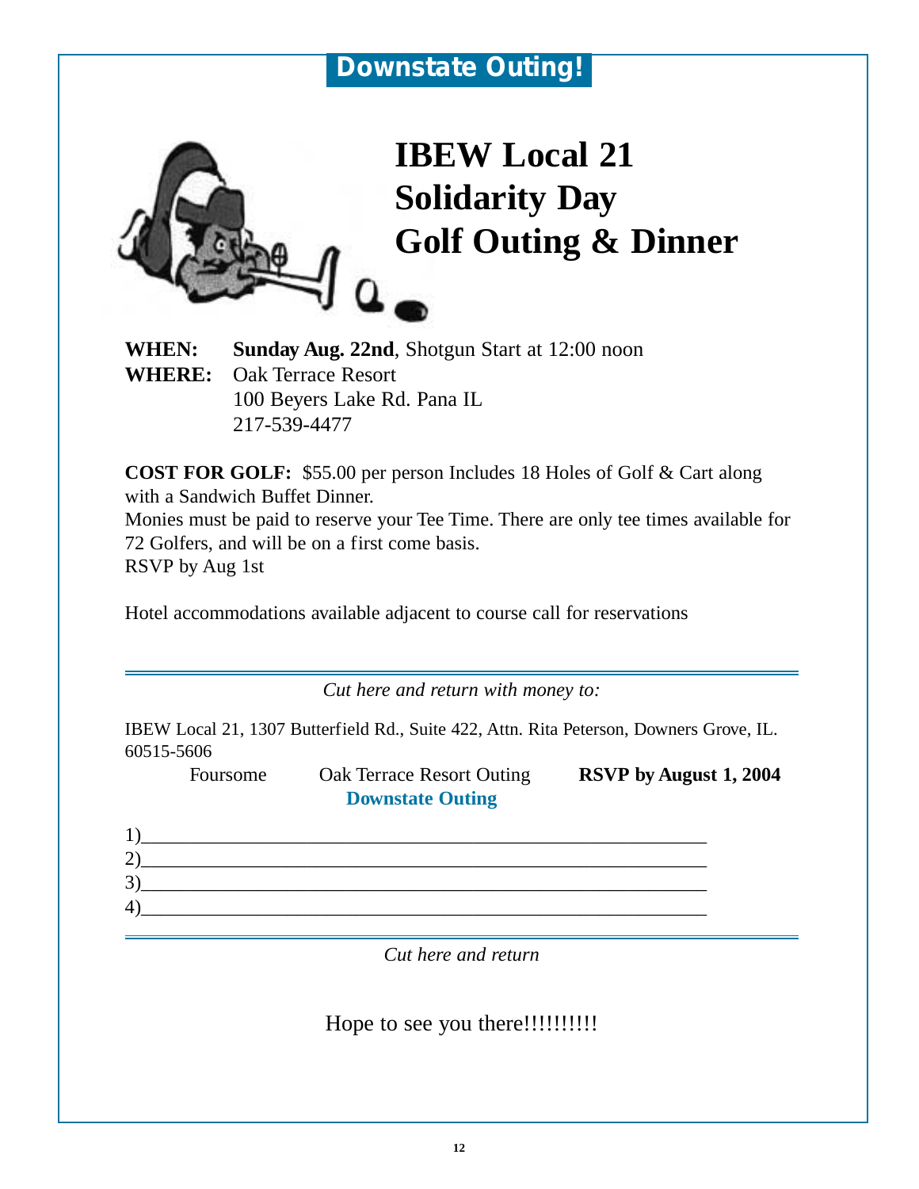## Downstate Outing!

# IBEW Local 21 Solidarity Day Golf Outing & Dinner

**WHEN:** **Sunday Aug. 22nd**, Shotgun Start at 12:00 noon
**WHERE:** Oak Terrace Resort
100 Beyers Lake Rd. Pana IL
217-539-4477

**COST FOR GOLF:** $55.00 per person Includes 18 Holes of Golf & Cart along with a Sandwich Buffet Dinner.
Monies must be paid to reserve your Tee Time. There are only tee times available for 72 Golfers, and will be on a first come basis.
RSVP by Aug 1st

Hotel accommodations available adjacent to course call for reservations

---

*Cut here and return with money to:*

IBEW Local 21, 1307 Butterfield Rd., Suite 422, Attn. Rita Peterson, Downers Grove, IL. 60515-5606

Foursome Oak Terrace Resort Outing **RSVP by August 1, 2004**
**Downstate Outing**

1)____________________________________________________________
2)____________________________________________________________
3)____________________________________________________________
4)____________________________________________________________

---

*Cut here and return*

Hope to see you there!!!!!!!!!!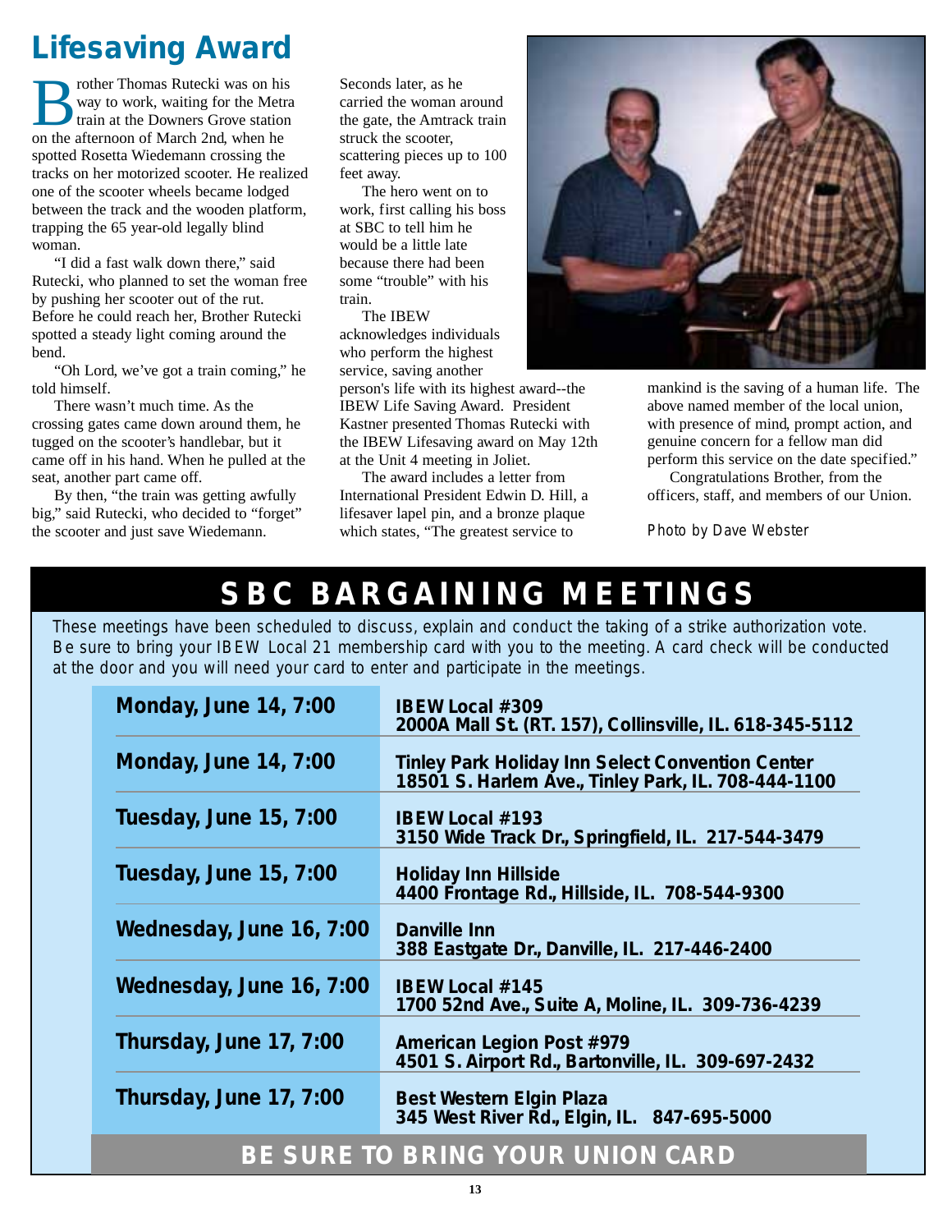# Lifesaving Award

Brother Thomas Rutecki was on his way to work, waiting for the Metra train at the Downers Grove station on the afternoon of March 2nd, when he spotted Rosetta Wiedemann crossing the tracks on her motorized scooter. He realized one of the scooter wheels became lodged between the track and the wooden platform, trapping the 65 year-old legally blind woman.

"I did a fast walk down there," said Rutecki, who planned to set the woman free by pushing her scooter out of the rut. Before he could reach her, Brother Rutecki spotted a steady light coming around the bend.

"Oh Lord, we've got a train coming," he told himself.

There wasn't much time. As the crossing gates came down around them, he tugged on the scooter's handlebar, but it came off in his hand. When he pulled at the seat, another part came off.

By then, "the train was getting awfully big," said Rutecki, who decided to "forget" the scooter and just save Wiedemann.

Seconds later, as he carried the woman around the gate, the Amtrack train struck the scooter, scattering pieces up to 100 feet away.

The hero went on to work, first calling his boss at SBC to tell him he would be a little late because there had been some "trouble" with his train.

The IBEW acknowledges individuals who perform the highest service, saving another person's life with its highest award--the IBEW Life Saving Award. President Kastner presented Thomas Rutecki with the IBEW Lifesaving award on May 12th at the Unit 4 meeting in Joliet.

The award includes a letter from International President Edwin D. Hill, a lifesaver lapel pin, and a bronze plaque which states, "The greatest service to mankind is the saving of a human life. The above named member of the local union, with presence of mind, prompt action, and genuine concern for a fellow man did perform this service on the date specified."

Congratulations Brother, from the officers, staff, and members of our Union.

Photo by Dave Webster

# SBC BARGAINING MEETINGS

These meetings have been scheduled to discuss, explain and conduct the taking of a strike authorization vote. Be sure to bring your IBEW Local 21 membership card with you to the meeting. A card check will be conducted at the door and you will need your card to enter and participate in the meetings.

| Date/Time | Location |
|---|---|
| **Monday, June 14, 7:00** | **IBEW Local #309**<br>**2000A Mall St. (RT. 157), Collinsville, IL. 618-345-5112** |
| **Monday, June 14, 7:00** | **Tinley Park Holiday Inn Select Convention Center**<br>**18501 S. Harlem Ave., Tinley Park, IL. 708-444-1100** |
| **Tuesday, June 15, 7:00** | **IBEW Local #193**<br>**3150 Wide Track Dr., Springfield, IL. 217-544-3479** |
| **Tuesday, June 15, 7:00** | **Holiday Inn Hillside**<br>**4400 Frontage Rd., Hillside, IL. 708-544-9300** |
| **Wednesday, June 16, 7:00** | **Danville Inn**<br>**388 Eastgate Dr., Danville, IL. 217-446-2400** |
| **Wednesday, June 16, 7:00** | **IBEW Local #145**<br>**1700 52nd Ave., Suite A, Moline, IL. 309-736-4239** |
| **Thursday, June 17, 7:00** | **American Legion Post #979**<br>**4501 S. Airport Rd., Bartonville, IL. 309-697-2432** |
| **Thursday, June 17, 7:00** | **Best Western Elgin Plaza**<br>**345 West River Rd., Elgin, IL. 847-695-5000** |

**BE SURE TO BRING YOUR UNION CARD**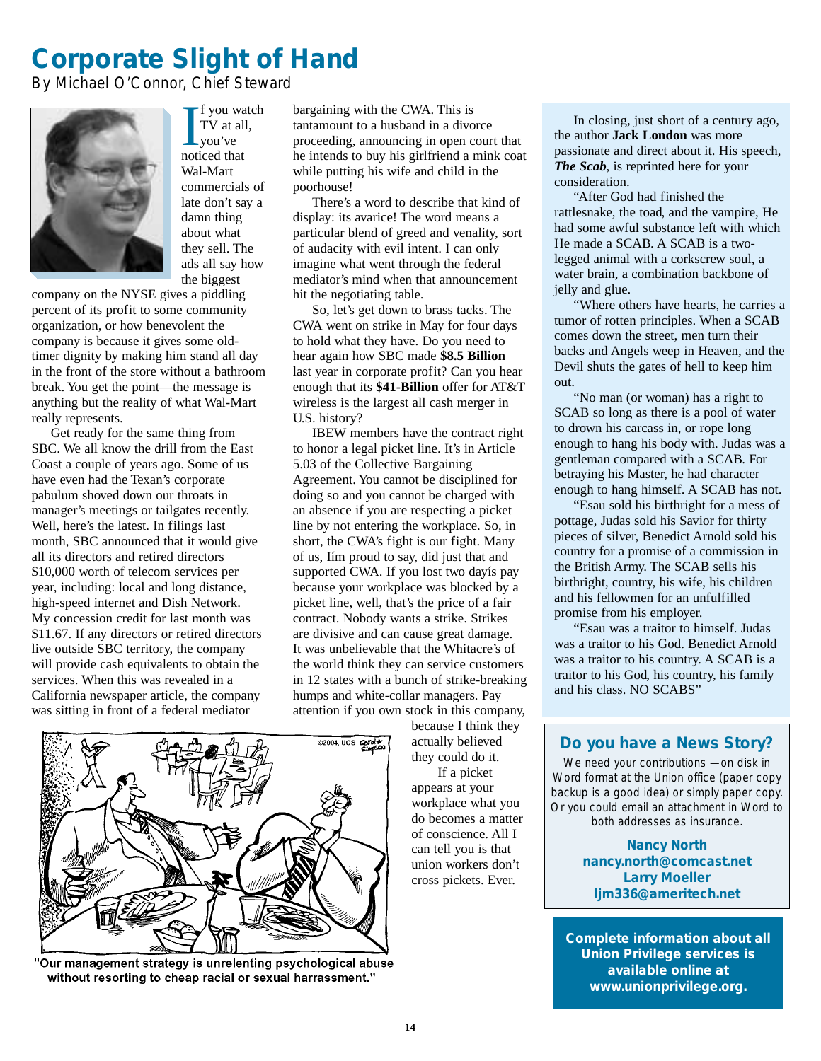# Corporate Slight of Hand

By Michael O'Connor, Chief Steward

If you watch TV at all, you've noticed that Wal-Mart commercials of late don't say a damn thing about what they sell. The ads all say how the biggest company on the NYSE gives a piddling percent of its profit to some community organization, or how benevolent the company is because it gives some old-timer dignity by making him stand all day in the front of the store without a bathroom break. You get the point—the message is anything but the reality of what Wal-Mart really represents.

Get ready for the same thing from SBC. We all know the drill from the East Coast a couple of years ago. Some of us have even had the Texan's corporate pabulum shoved down our throats in manager's meetings or tailgates recently. Well, here's the latest. In filings last month, SBC announced that it would give all its directors and retired directors $10,000 worth of telecom services per year, including: local and long distance, high-speed internet and Dish Network. My concession credit for last month was $11.67. If any directors or retired directors live outside SBC territory, the company will provide cash equivalents to obtain the services. When this was revealed in a California newspaper article, the company was sitting in front of a federal mediator bargaining with the CWA. This is tantamount to a husband in a divorce proceeding, announcing in open court that he intends to buy his girlfriend a mink coat while putting his wife and child in the poorhouse!

There's a word to describe that kind of display: its avarice! The word means a particular blend of greed and venality, sort of audacity with evil intent. I can only imagine what went through the federal mediator's mind when that announcement hit the negotiating table.

So, let's get down to brass tacks. The CWA went on strike in May for four days to hold what they have. Do you need to hear again how SBC made **$8.5 Billion** last year in corporate profit? Can you hear enough that its **$41-Billion** offer for AT&T wireless is the largest all cash merger in U.S. history?

IBEW members have the contract right to honor a legal picket line. It's in Article 5.03 of the Collective Bargaining Agreement. You cannot be disciplined for doing so and you cannot be charged with an absence if you are respecting a picket line by not entering the workplace. So, in short, the CWA's fight is our fight. Many of us, Iím proud to say, did just that and supported CWA. If you lost two dayís pay because your workplace was blocked by a picket line, well, that's the price of a fair contract. Nobody wants a strike. Strikes are divisive and can cause great damage. It was unbelievable that the Whitacre's of the world think they can service customers in 12 states with a bunch of strike-breaking humps and white-collar managers. Pay attention if you own stock in this company, because I think they actually believed they could do it.

If a picket appears at your workplace what you do becomes a matter of conscience. All I can tell you is that union workers don't cross pickets. Ever.

"Our management strategy is unrelenting psychological abuse without resorting to cheap racial or sexual harrassment."

In closing, just short of a century ago, the author **Jack London** was more passionate and direct about it. His speech, ***The Scab***, is reprinted here for your consideration.

"After God had finished the rattlesnake, the toad, and the vampire, He had some awful substance left with which He made a SCAB. A SCAB is a two-legged animal with a corkscrew soul, a water brain, a combination backbone of jelly and glue.

"Where others have hearts, he carries a tumor of rotten principles. When a SCAB comes down the street, men turn their backs and Angels weep in Heaven, and the Devil shuts the gates of hell to keep him out.

"No man (or woman) has a right to SCAB so long as there is a pool of water to drown his carcass in, or rope long enough to hang his body with. Judas was a gentleman compared with a SCAB. For betraying his Master, he had character enough to hang himself. A SCAB has not.

"Esau sold his birthright for a mess of pottage, Judas sold his Savior for thirty pieces of silver, Benedict Arnold sold his country for a promise of a commission in the British Army. The SCAB sells his birthright, country, his wife, his children and his fellowmen for an unfulfilled promise from his employer.

"Esau was a traitor to himself. Judas was a traitor to his God. Benedict Arnold was a traitor to his country. A SCAB is a traitor to his God, his country, his family and his class. NO SCABS"

## Do you have a News Story?

We need your contributions —on disk in Word format at the Union office (paper copy backup is a good idea) or simply paper copy. Or you could email an attachment in Word to both addresses as insurance.

**Nancy North**
**nancy.north@comcast.net**
**Larry Moeller**
**ljm336@ameritech.net**

**Complete information about all Union Privilege services is available online at www.unionprivilege.org.**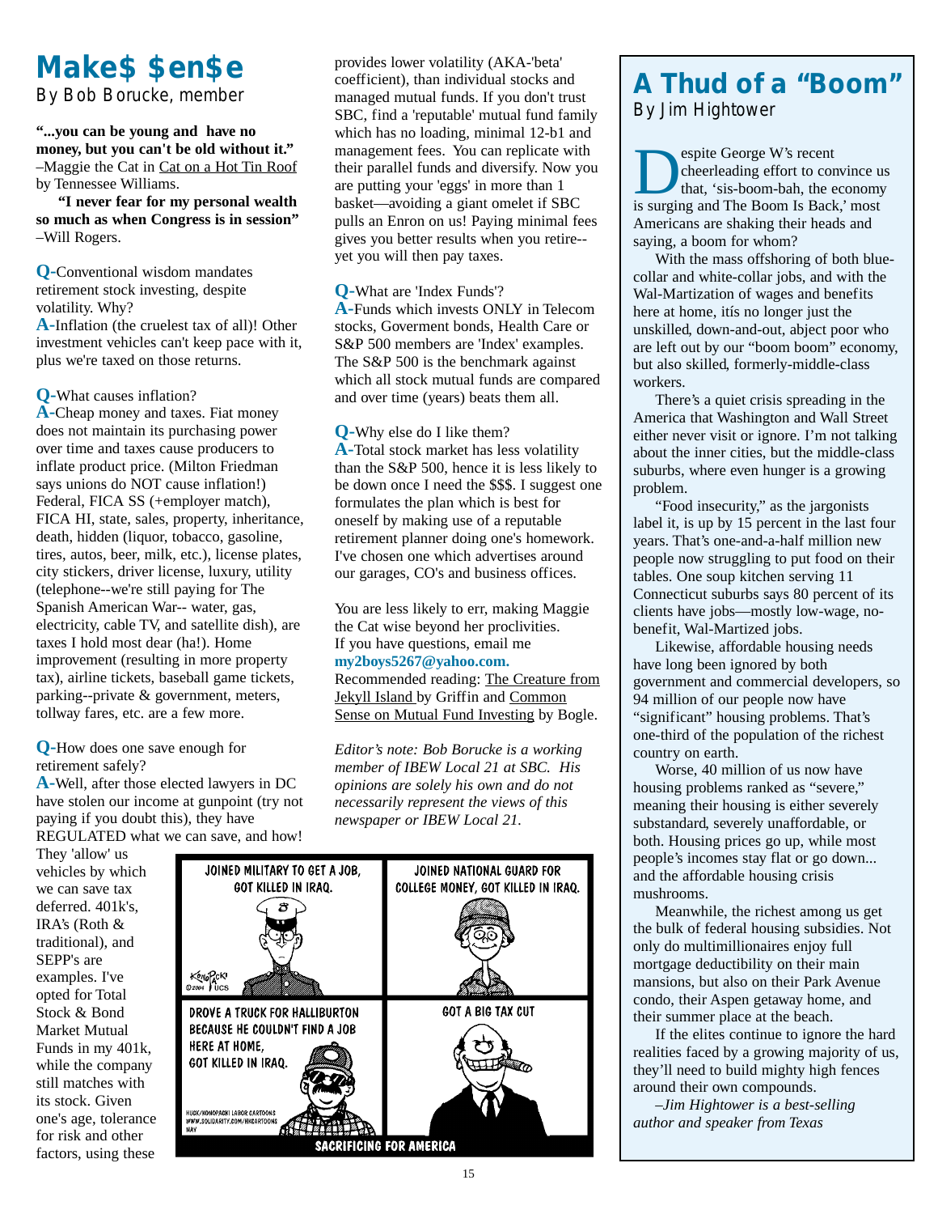# Make$ $en$e

By Bob Borucke, member

**"...you can be young and have no money, but you can't be old without it."** –Maggie the Cat in Cat on a Hot Tin Roof by Tennessee Williams.

**"I never fear for my personal wealth so much as when Congress is in session"** –Will Rogers.

**Q-**Conventional wisdom mandates retirement stock investing, despite volatility. Why?

**A-**Inflation (the cruelest tax of all)! Other investment vehicles can't keep pace with it, plus we're taxed on those returns.

**Q-**What causes inflation?

**A-**Cheap money and taxes. Fiat money does not maintain its purchasing power over time and taxes cause producers to inflate product price. (Milton Friedman says unions do NOT cause inflation!) Federal, FICA SS (+employer match), FICA HI, state, sales, property, inheritance, death, hidden (liquor, tobacco, gasoline, tires, autos, beer, milk, etc.), license plates, city stickers, driver license, luxury, utility (telephone--we're still paying for The Spanish American War-- water, gas, electricity, cable TV, and satellite dish), are taxes I hold most dear (ha!). Home improvement (resulting in more property tax), airline tickets, baseball game tickets, parking--private & government, meters, tollway fares, etc. are a few more.

**Q-**How does one save enough for retirement safely?

**A-**Well, after those elected lawyers in DC have stolen our income at gunpoint (try not paying if you doubt this), they have REGULATED what we can save, and how! They 'allow' us vehicles by which we can save tax deferred. 401k's, IRA's (Roth & traditional), and SEPP's are examples. I've opted for Total Stock & Bond Market Mutual Funds in my 401k, while the company still matches with its stock. Given one's age, tolerance for risk and other factors, using these provides lower volatility (AKA-'beta' coefficient), than individual stocks and managed mutual funds. If you don't trust SBC, find a 'reputable' mutual fund family which has no loading, minimal 12-b1 and management fees. You can replicate with their parallel funds and diversify. Now you are putting your 'eggs' in more than 1 basket—avoiding a giant omelet if SBC pulls an Enron on us! Paying minimal fees gives you better results when you retire--yet you will then pay taxes.

**Q-**What are 'Index Funds'?

**A-**Funds which invests ONLY in Telecom stocks, Goverment bonds, Health Care or S&P 500 members are 'Index' examples. The S&P 500 is the benchmark against which all stock mutual funds are compared and over time (years) beats them all.

**Q-**Why else do I like them?

**A-**Total stock market has less volatility than the S&P 500, hence it is less likely to be down once I need the $$$. I suggest one formulates the plan which is best for oneself by making use of a reputable retirement planner doing one's homework. I've chosen one which advertises around our garages, CO's and business offices.

You are less likely to err, making Maggie the Cat wise beyond her proclivities. If you have questions, email me **my2boys5267@yahoo.com.**

Recommended reading: The Creature from Jekyll Island by Griffin and Common Sense on Mutual Fund Investing by Bogle.

*Editor's note: Bob Borucke is a working member of IBEW Local 21 at SBC. His opinions are solely his own and do not necessarily represent the views of this newspaper or IBEW Local 21.*

# A Thud of a "Boom"

By Jim Hightower

Despite George W's recent cheerleading effort to convince us that, 'sis-boom-bah, the economy is surging and The Boom Is Back,' most Americans are shaking their heads and saying, a boom for whom?

With the mass offshoring of both blue-collar and white-collar jobs, and with the Wal-Martization of wages and benefits here at home, itís no longer just the unskilled, down-and-out, abject poor who are left out by our "boom boom" economy, but also skilled, formerly-middle-class workers.

There's a quiet crisis spreading in the America that Washington and Wall Street either never visit or ignore. I'm not talking about the inner cities, but the middle-class suburbs, where even hunger is a growing problem.

"Food insecurity," as the jargonists label it, is up by 15 percent in the last four years. That's one-and-a-half million new people now struggling to put food on their tables. One soup kitchen serving 11 Connecticut suburbs says 80 percent of its clients have jobs—mostly low-wage, no-benefit, Wal-Martized jobs.

Likewise, affordable housing needs have long been ignored by both government and commercial developers, so 94 million of our people now have "significant" housing problems. That's one-third of the population of the richest country on earth.

Worse, 40 million of us now have housing problems ranked as "severe," meaning their housing is either severely substandard, severely unaffordable, or both. Housing prices go up, while most people's incomes stay flat or go down... and the affordable housing crisis mushrooms.

Meanwhile, the richest among us get the bulk of federal housing subsidies. Not only do multimillionaires enjoy full mortgage deductibility on their main mansions, but also on their Park Avenue condo, their Aspen getaway home, and their summer place at the beach.

If the elites continue to ignore the hard realities faced by a growing majority of us, they'll need to build mighty high fences around their own compounds.

*–Jim Hightower is a best-selling author and speaker from Texas*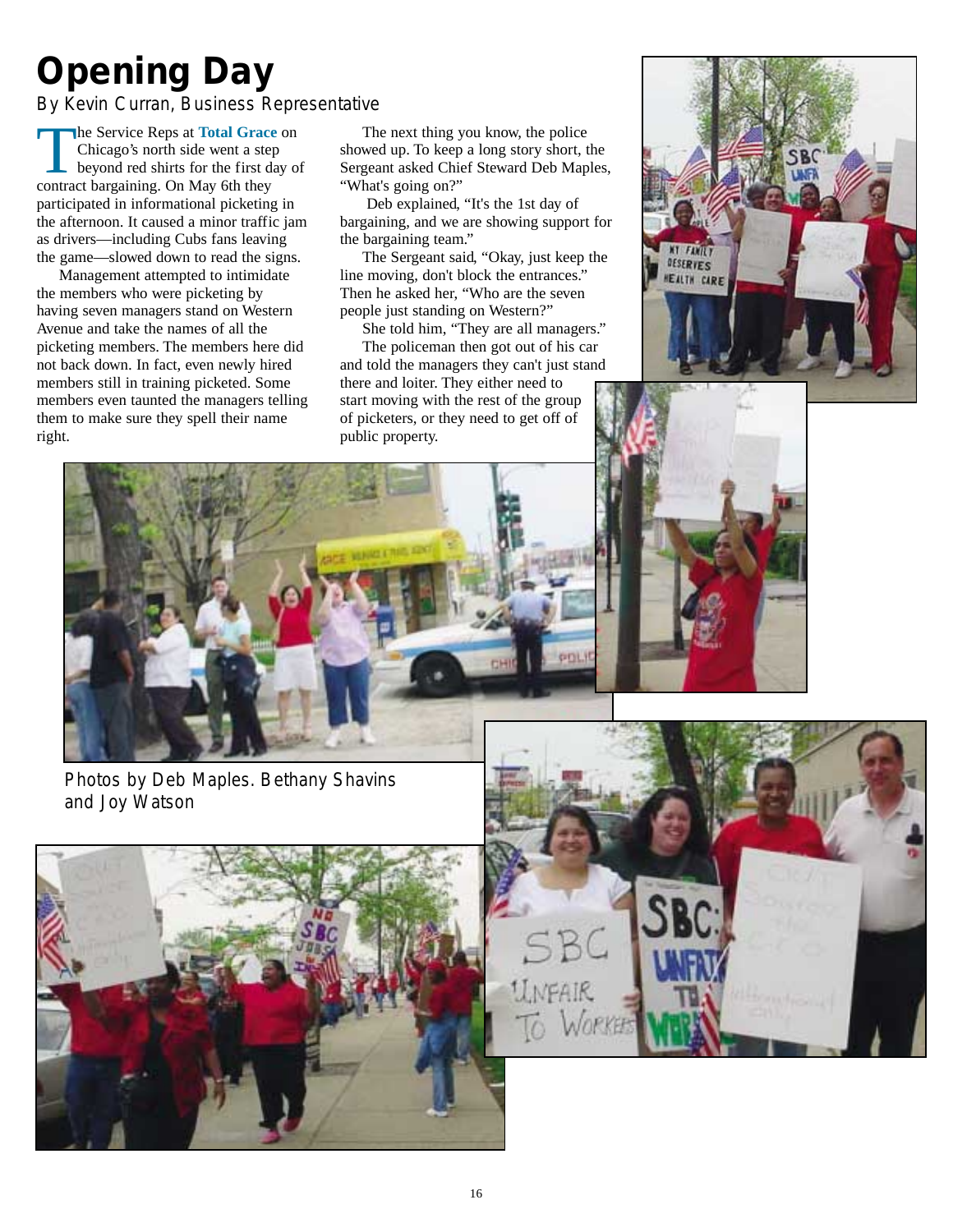# Opening Day

By Kevin Curran, Business Representative

The Service Reps at **Total Grace** on Chicago's north side went a step beyond red shirts for the first day of contract bargaining. On May 6th they participated in informational picketing in the afternoon. It caused a minor traffic jam as drivers—including Cubs fans leaving the game—slowed down to read the signs.

Management attempted to intimidate the members who were picketing by having seven managers stand on Western Avenue and take the names of all the picketing members. The members here did not back down. In fact, even newly hired members still in training picketed. Some members even taunted the managers telling them to make sure they spell their name right.

The next thing you know, the police showed up. To keep a long story short, the Sergeant asked Chief Steward Deb Maples, "What's going on?"

Deb explained, "It's the 1st day of bargaining, and we are showing support for the bargaining team."

The Sergeant said, "Okay, just keep the line moving, don't block the entrances." Then he asked her, "Who are the seven people just standing on Western?"

She told him, "They are all managers."

The policeman then got out of his car and told the managers they can't just stand there and loiter. They either need to start moving with the rest of the group of picketers, or they need to get off of public property.

Photos by Deb Maples. Bethany Shavins and Joy Watson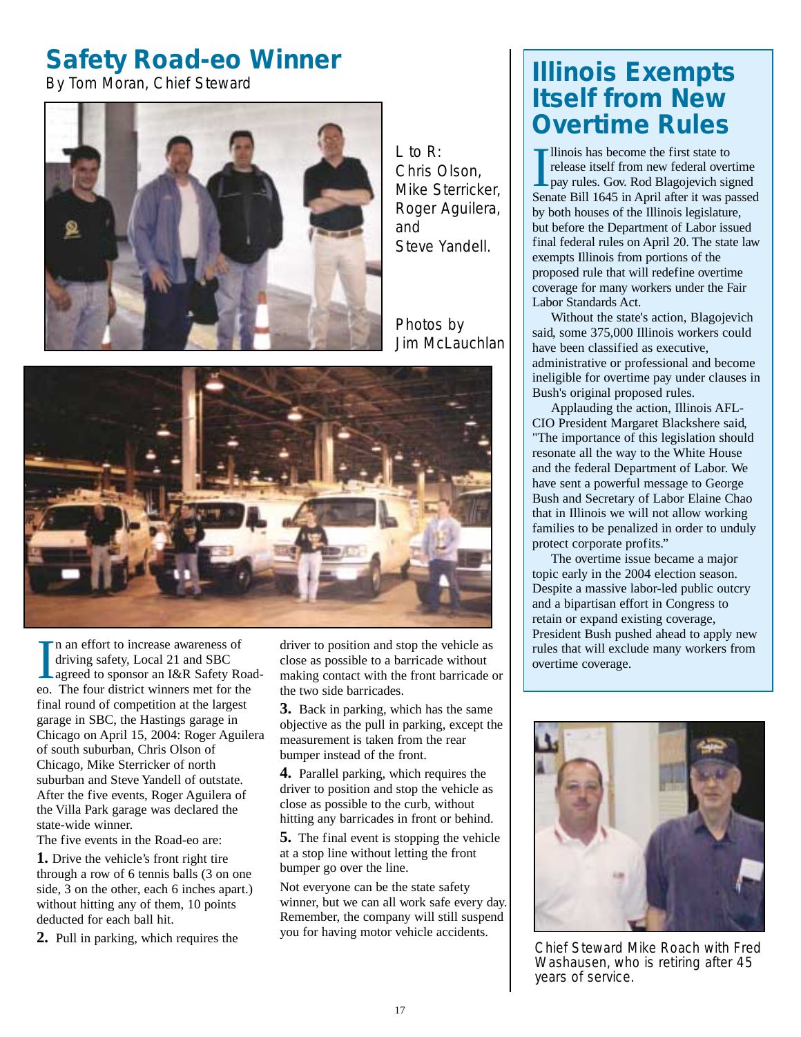# Safety Road-eo Winner

By Tom Moran, Chief Steward

L to R: Chris Olson, Mike Sterricker, Roger Aguilera, and Steve Yandell.

Photos by Jim McLauchlan

In an effort to increase awareness of driving safety, Local 21 and SBC agreed to sponsor an I&R Safety Road-eo. The four district winners met for the final round of competition at the largest garage in SBC, the Hastings garage in Chicago on April 15, 2004: Roger Aguilera of south suburban, Chris Olson of Chicago, Mike Sterricker of north suburban and Steve Yandell of outstate. After the five events, Roger Aguilera of the Villa Park garage was declared the state-wide winner.

The five events in the Road-eo are:

**1.** Drive the vehicle's front right tire through a row of 6 tennis balls (3 on one side, 3 on the other, each 6 inches apart.) without hitting any of them, 10 points deducted for each ball hit.

**2.** Pull in parking, which requires the driver to position and stop the vehicle as close as possible to a barricade without making contact with the front barricade or the two side barricades.

**3.** Back in parking, which has the same objective as the pull in parking, except the measurement is taken from the rear bumper instead of the front.

**4.** Parallel parking, which requires the driver to position and stop the vehicle as close as possible to the curb, without hitting any barricades in front or behind.

**5.** The final event is stopping the vehicle at a stop line without letting the front bumper go over the line.

Not everyone can be the state safety winner, but we can all work safe every day. Remember, the company will still suspend you for having motor vehicle accidents.

# Illinois Exempts Itself from New Overtime Rules

Illinois has become the first state to release itself from new federal overtime pay rules. Gov. Rod Blagojevich signed Senate Bill 1645 in April after it was passed by both houses of the Illinois legislature, but before the Department of Labor issued final federal rules on April 20. The state law exempts Illinois from portions of the proposed rule that will redefine overtime coverage for many workers under the Fair Labor Standards Act.

Without the state's action, Blagojevich said, some 375,000 Illinois workers could have been classified as executive, administrative or professional and become ineligible for overtime pay under clauses in Bush's original proposed rules.

Applauding the action, Illinois AFL-CIO President Margaret Blackshere said, "The importance of this legislation should resonate all the way to the White House and the federal Department of Labor. We have sent a powerful message to George Bush and Secretary of Labor Elaine Chao that in Illinois we will not allow working families to be penalized in order to unduly protect corporate profits."

The overtime issue became a major topic early in the 2004 election season. Despite a massive labor-led public outcry and a bipartisan effort in Congress to retain or expand existing coverage, President Bush pushed ahead to apply new rules that will exclude many workers from overtime coverage.

Chief Steward Mike Roach with Fred Washausen, who is retiring after 45 years of service.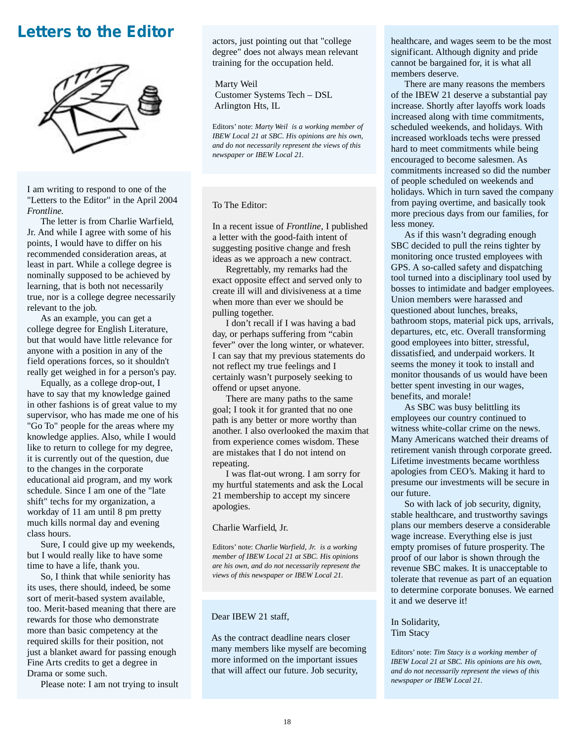# Letters to the Editor

I am writing to respond to one of the "Letters to the Editor" in the April 2004 *Frontline.*

The letter is from Charlie Warfield, Jr. And while I agree with some of his points, I would have to differ on his recommended consideration areas, at least in part. While a college degree is nominally supposed to be achieved by learning, that is both not necessarily true, nor is a college degree necessarily relevant to the job.

As an example, you can get a college degree for English Literature, but that would have little relevance for anyone with a position in any of the field operations forces, so it shouldn't really get weighed in for a person's pay.

Equally, as a college drop-out, I have to say that my knowledge gained in other fashions is of great value to my supervisor, who has made me one of his "Go To" people for the areas where my knowledge applies. Also, while I would like to return to college for my degree, it is currently out of the question, due to the changes in the corporate educational aid program, and my work schedule. Since I am one of the "late shift" techs for my organization, a workday of 11 am until 8 pm pretty much kills normal day and evening class hours.

Sure, I could give up my weekends, but I would really like to have some time to have a life, thank you.

So, I think that while seniority has its uses, there should, indeed, be some sort of merit-based system available, too. Merit-based meaning that there are rewards for those who demonstrate more than basic competency at the required skills for their position, not just a blanket award for passing enough Fine Arts credits to get a degree in Drama or some such.

Please note: I am not trying to insult actors, just pointing out that "college degree" does not always mean relevant training for the occupation held.

Marty Weil
Customer Systems Tech – DSL
Arlington Hts, IL

Editors' note: *Marty Weil is a working member of IBEW Local 21 at SBC. His opinions are his own, and do not necessarily represent the views of this newspaper or IBEW Local 21.*

---

To The Editor:

In a recent issue of *Frontline*, I published a letter with the good-faith intent of suggesting positive change and fresh ideas as we approach a new contract.

Regrettably, my remarks had the exact opposite effect and served only to create ill will and divisiveness at a time when more than ever we should be pulling together.

I don't recall if I was having a bad day, or perhaps suffering from "cabin fever" over the long winter, or whatever. I can say that my previous statements do not reflect my true feelings and I certainly wasn't purposely seeking to offend or upset anyone.

There are many paths to the same goal; I took it for granted that no one path is any better or more worthy than another. I also overlooked the maxim that from experience comes wisdom. These are mistakes that I do not intend on repeating.

I was flat-out wrong. I am sorry for my hurtful statements and ask the Local 21 membership to accept my sincere apologies.

Charlie Warfield, Jr.

Editors' note: *Charlie Warfield, Jr. is a working member of IBEW Local 21 at SBC. His opinions are his own, and do not necessarily represent the views of this newspaper or IBEW Local 21.*

---

Dear IBEW 21 staff,

As the contract deadline nears closer many members like myself are becoming more informed on the important issues that will affect our future. Job security, healthcare, and wages seem to be the most significant. Although dignity and pride cannot be bargained for, it is what all members deserve.

There are many reasons the members of the IBEW 21 deserve a substantial pay increase. Shortly after layoffs work loads increased along with time commitments, scheduled weekends, and holidays. With increased workloads techs were pressed hard to meet commitments while being encouraged to become salesmen. As commitments increased so did the number of people scheduled on weekends and holidays. Which in turn saved the company from paying overtime, and basically took more precious days from our families, for less money.

As if this wasn't degrading enough SBC decided to pull the reins tighter by monitoring once trusted employees with GPS. A so-called safety and dispatching tool turned into a disciplinary tool used by bosses to intimidate and badger employees. Union members were harassed and questioned about lunches, breaks, bathroom stops, material pick ups, arrivals, departures, etc, etc. Overall transforming good employees into bitter, stressful, dissatisfied, and underpaid workers. It seems the money it took to install and monitor thousands of us would have been better spent investing in our wages, benefits, and morale!

As SBC was busy belittling its employees our country continued to witness white-collar crime on the news. Many Americans watched their dreams of retirement vanish through corporate greed. Lifetime investments became worthless apologies from CEO's. Making it hard to presume our investments will be secure in our future.

So with lack of job security, dignity, stable healthcare, and trustworthy savings plans our members deserve a considerable wage increase. Everything else is just empty promises of future prosperity. The proof of our labor is shown through the revenue SBC makes. It is unacceptable to tolerate that revenue as part of an equation to determine corporate bonuses. We earned it and we deserve it!

In Solidarity,
Tim Stacy

Editors' note: *Tim Stacy is a working member of IBEW Local 21 at SBC. His opinions are his own, and do not necessarily represent the views of this newspaper or IBEW Local 21.*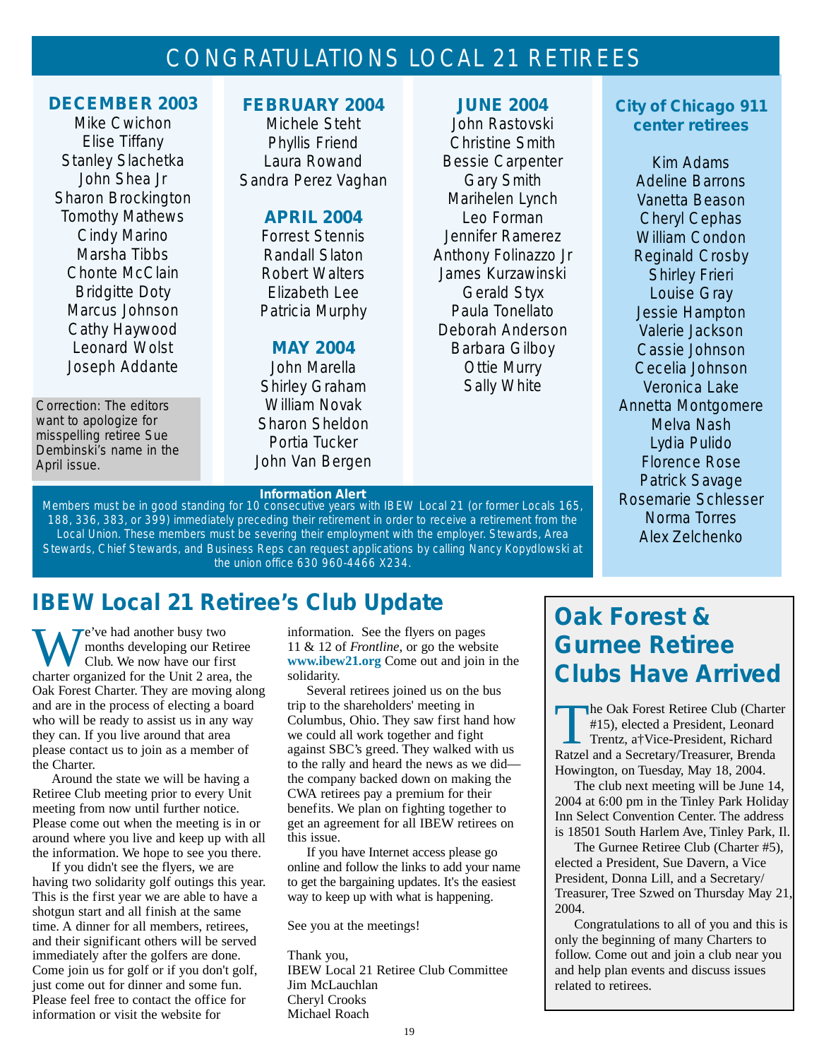# CONGRATULATIONS LOCAL 21 RETIREES

### DECEMBER 2003

Mike Cwichon
Elise Tiffany
Stanley Slachetka
John Shea Jr
Sharon Brockington
Tomothy Mathews
Cindy Marino
Marsha Tibbs
Chonte McClain
Bridgitte Doty
Marcus Johnson
Cathy Haywood
Leonard Wolst
Joseph Addante

Correction: The editors want to apologize for misspelling retiree Sue Dembinski's name in the April issue.

### FEBRUARY 2004

Michele Steht
Phyllis Friend
Laura Rowand
Sandra Perez Vaghan

### APRIL 2004

Forrest Stennis
Randall Slaton
Robert Walters
Elizabeth Lee
Patricia Murphy

### MAY 2004

John Marella
Shirley Graham
William Novak
Sharon Sheldon
Portia Tucker
John Van Bergen

### JUNE 2004

John Rastovski
Christine Smith
Bessie Carpenter
Gary Smith
Marihelen Lynch
Leo Forman
Jennifer Ramerez
Anthony Folinazzo Jr
James Kurzawinski
Gerald Styx
Paula Tonellato
Deborah Anderson
Barbara Gilboy
Ottie Murry
Sally White

### City of Chicago 911 center retirees

Kim Adams
Adeline Barrons
Vanetta Beason
Cheryl Cephas
William Condon
Reginald Crosby
Shirley Frieri
Louise Gray
Jessie Hampton
Valerie Jackson
Cassie Johnson
Cecelia Johnson
Veronica Lake
Annetta Montgomere
Melva Nash
Lydia Pulido
Florence Rose
Patrick Savage
Rosemarie Schlesser
Norma Torres
Alex Zelchenko

**Information Alert**

Members must be in good standing for 10 consecutive years with IBEW Local 21 (or former Locals 165, 188, 336, 383, or 399) immediately preceding their retirement in order to receive a retirement from the Local Union. These members must be severing their employment with the employer. Stewards, Area Stewards, Chief Stewards, and Business Reps can request applications by calling Nancy Kopydlowski at the union office 630 960-4466 X234.

## IBEW Local 21 Retiree's Club Update

We've had another busy two months developing our Retiree Club. We now have our first charter organized for the Unit 2 area, the Oak Forest Charter. They are moving along and are in the process of electing a board who will be ready to assist us in any way they can. If you live around that area please contact us to join as a member of the Charter.

Around the state we will be having a Retiree Club meeting prior to every Unit meeting from now until further notice. Please come out when the meeting is in or around where you live and keep up with all the information. We hope to see you there.

If you didn't see the flyers, we are having two solidarity golf outings this year. This is the first year we are able to have a shotgun start and all finish at the same time. A dinner for all members, retirees, and their significant others will be served immediately after the golfers are done. Come join us for golf or if you don't golf, just come out for dinner and some fun. Please feel free to contact the office for information or visit the website for information. See the flyers on pages 11 & 12 of *Frontline*, or go the website **www.ibew21.org** Come out and join in the solidarity.

Several retirees joined us on the bus trip to the shareholders' meeting in Columbus, Ohio. They saw first hand how we could all work together and fight against SBC's greed. They walked with us to the rally and heard the news as we did—the company backed down on making the CWA retirees pay a premium for their benefits. We plan on fighting together to get an agreement for all IBEW retirees on this issue.

If you have Internet access please go online and follow the links to add your name to get the bargaining updates. It's the easiest way to keep up with what is happening.

See you at the meetings!

Thank you,
IBEW Local 21 Retiree Club Committee
Jim McLauchlan
Cheryl Crooks
Michael Roach

## Oak Forest & Gurnee Retiree Clubs Have Arrived

The Oak Forest Retiree Club (Charter #15), elected a President, Leonard Trentz, a†Vice-President, Richard Ratzel and a Secretary/Treasurer, Brenda Howington, on Tuesday, May 18, 2004.

The club next meeting will be June 14, 2004 at 6:00 pm in the Tinley Park Holiday Inn Select Convention Center. The address is 18501 South Harlem Ave, Tinley Park, Il.

The Gurnee Retiree Club (Charter #5), elected a President, Sue Davern, a Vice President, Donna Lill, and a Secretary/Treasurer, Tree Szwed on Thursday May 21, 2004.

Congratulations to all of you and this is only the beginning of many Charters to follow. Come out and join a club near you and help plan events and discuss issues related to retirees.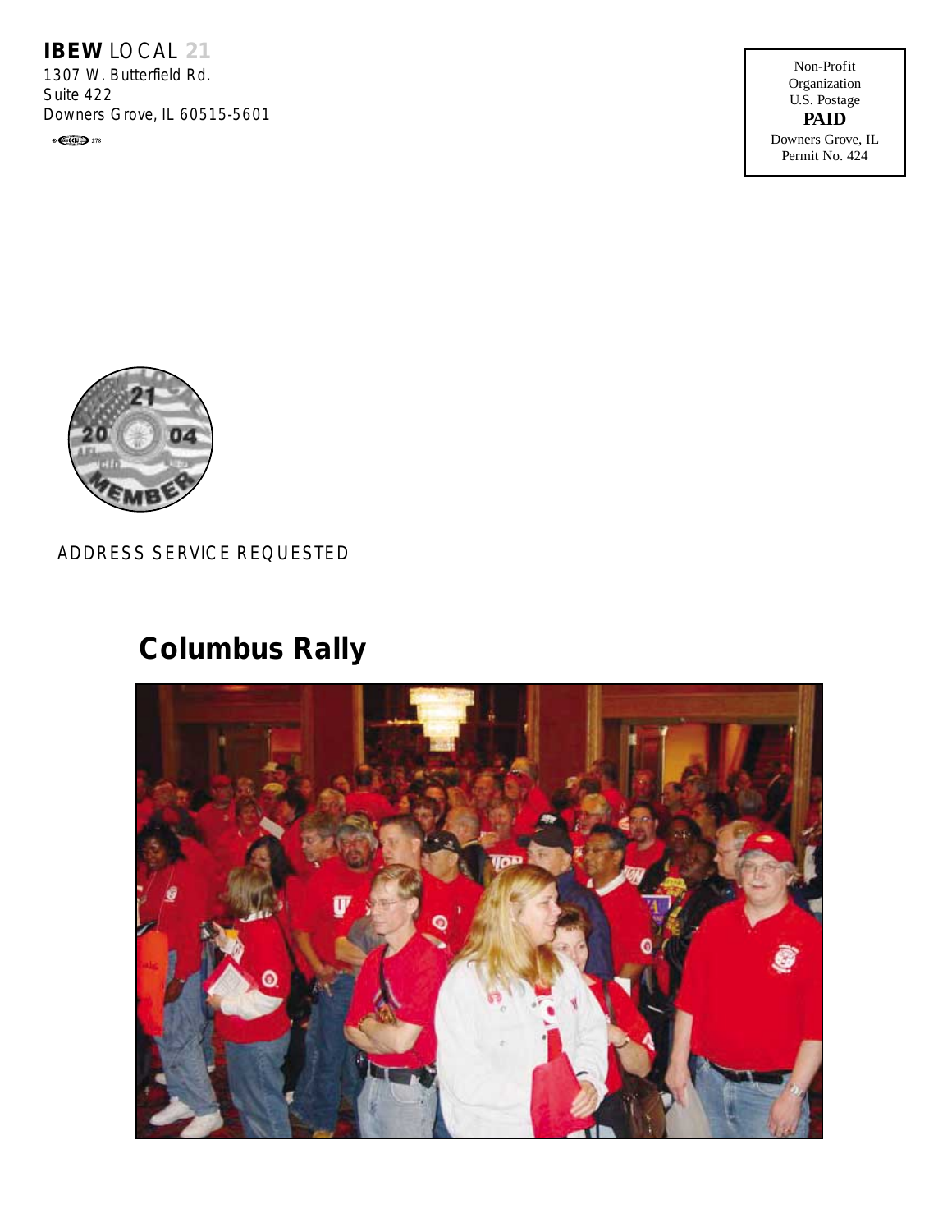**IBEW** LOCAL **21**
1307 W. Butterfield Rd.
Suite 422
Downers Grove, IL 60515-5601

Non-Profit
Organization
U.S. Postage
**PAID**
Downers Grove, IL
Permit No. 424

ADDRESS SERVICE REQUESTED

# Columbus Rally